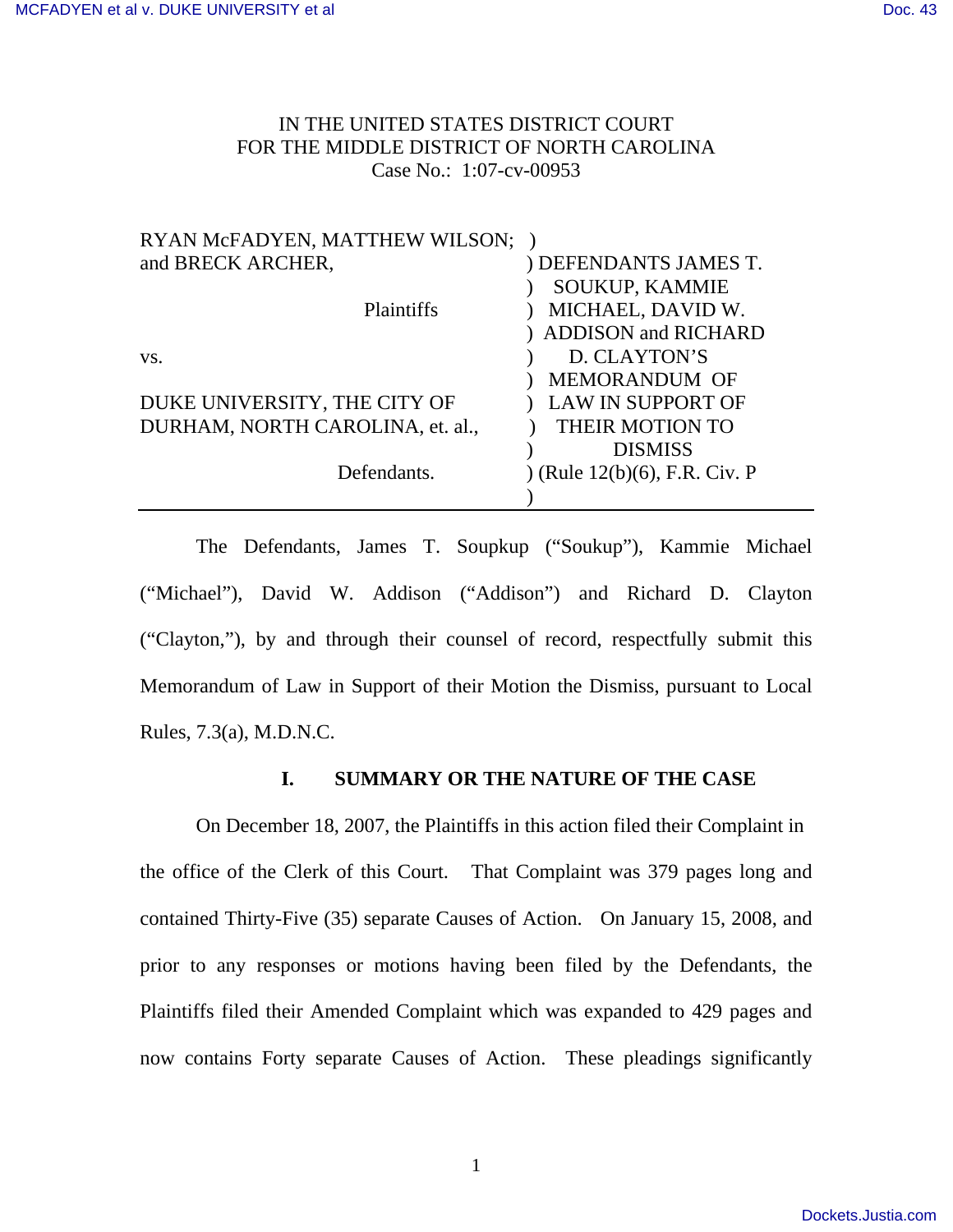IN THE UNITED STATES DISTRICT COURT
FOR THE MIDDLE DISTRICT OF NORTH CAROLINA
Case No.: 1:07-cv-00953

| | |
|---|---|
| RYAN McFADYEN, MATTHEW WILSON; and BRECK ARCHER, | ) DEFENDANTS JAMES T. SOUKUP, KAMMIE MICHAEL, DAVID W. ADDISON and RICHARD D. CLAYTON'S MEMORANDUM OF LAW IN SUPPORT OF THEIR MOTION TO DISMISS |
| Plaintiffs | ) |
| vs. | ) |
| DUKE UNIVERSITY, THE CITY OF DURHAM, NORTH CAROLINA, et. al., | ) |
| Defendants. | ) (Rule 12(b)(6), F.R. Civ. P |

The Defendants, James T. Soupkup ("Soukup"), Kammie Michael ("Michael"), David W. Addison ("Addison") and Richard D. Clayton ("Clayton,"), by and through their counsel of record, respectfully submit this Memorandum of Law in Support of their Motion the Dismiss, pursuant to Local Rules, 7.3(a), M.D.N.C.

## I. SUMMARY OR THE NATURE OF THE CASE

On December 18, 2007, the Plaintiffs in this action filed their Complaint in the office of the Clerk of this Court. That Complaint was 379 pages long and contained Thirty-Five (35) separate Causes of Action. On January 15, 2008, and prior to any responses or motions having been filed by the Defendants, the Plaintiffs filed their Amended Complaint which was expanded to 429 pages and now contains Forty separate Causes of Action. These pleadings significantly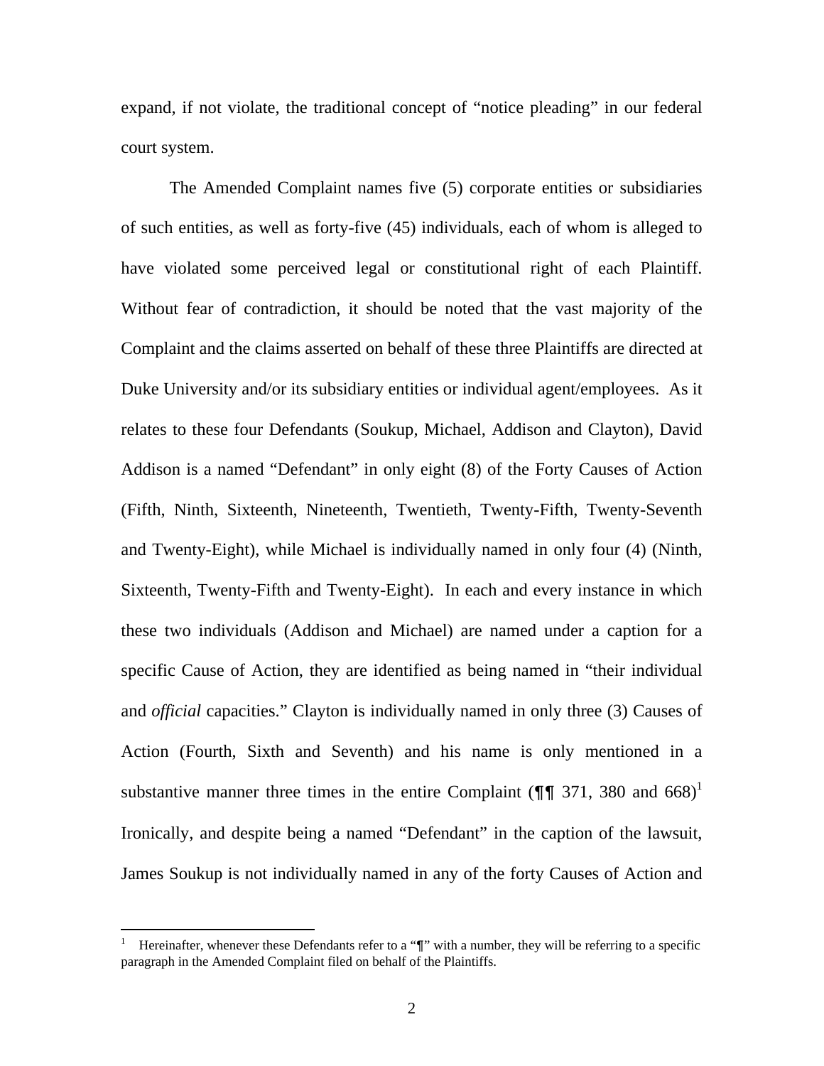expand, if not violate, the traditional concept of "notice pleading" in our federal court system.

The Amended Complaint names five (5) corporate entities or subsidiaries of such entities, as well as forty-five (45) individuals, each of whom is alleged to have violated some perceived legal or constitutional right of each Plaintiff. Without fear of contradiction, it should be noted that the vast majority of the Complaint and the claims asserted on behalf of these three Plaintiffs are directed at Duke University and/or its subsidiary entities or individual agent/employees. As it relates to these four Defendants (Soukup, Michael, Addison and Clayton), David Addison is a named "Defendant" in only eight (8) of the Forty Causes of Action (Fifth, Ninth, Sixteenth, Nineteenth, Twentieth, Twenty-Fifth, Twenty-Seventh and Twenty-Eight), while Michael is individually named in only four (4) (Ninth, Sixteenth, Twenty-Fifth and Twenty-Eight). In each and every instance in which these two individuals (Addison and Michael) are named under a caption for a specific Cause of Action, they are identified as being named in "their individual and *official* capacities." Clayton is individually named in only three (3) Causes of Action (Fourth, Sixth and Seventh) and his name is only mentioned in a substantive manner three times in the entire Complaint (¶¶ 371, 380 and 668)[1] Ironically, and despite being a named "Defendant" in the caption of the lawsuit, James Soukup is not individually named in any of the forty Causes of Action and

[1] Hereinafter, whenever these Defendants refer to a "¶" with a number, they will be referring to a specific paragraph in the Amended Complaint filed on behalf of the Plaintiffs.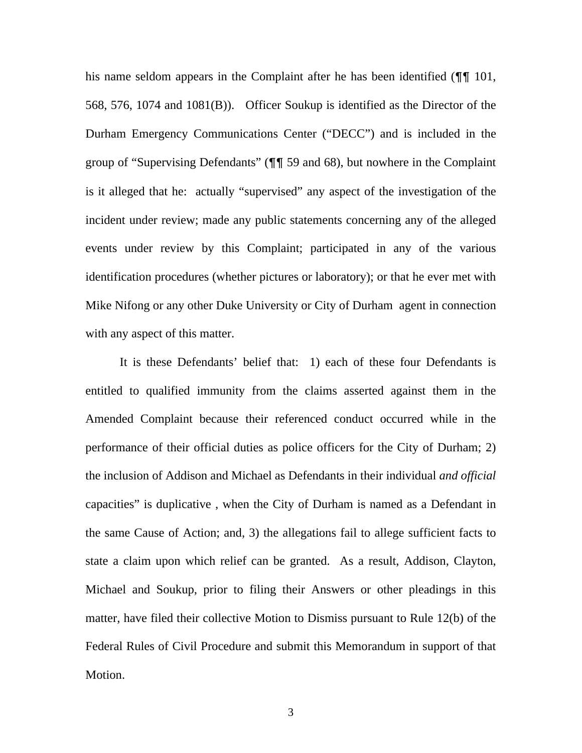his name seldom appears in the Complaint after he has been identified (¶¶ 101, 568, 576, 1074 and 1081(B)). Officer Soukup is identified as the Director of the Durham Emergency Communications Center ("DECC") and is included in the group of "Supervising Defendants" (¶¶ 59 and 68), but nowhere in the Complaint is it alleged that he: actually "supervised" any aspect of the investigation of the incident under review; made any public statements concerning any of the alleged events under review by this Complaint; participated in any of the various identification procedures (whether pictures or laboratory); or that he ever met with Mike Nifong or any other Duke University or City of Durham agent in connection with any aspect of this matter.

It is these Defendants' belief that: 1) each of these four Defendants is entitled to qualified immunity from the claims asserted against them in the Amended Complaint because their referenced conduct occurred while in the performance of their official duties as police officers for the City of Durham; 2) the inclusion of Addison and Michael as Defendants in their individual *and official* capacities" is duplicative , when the City of Durham is named as a Defendant in the same Cause of Action; and, 3) the allegations fail to allege sufficient facts to state a claim upon which relief can be granted. As a result, Addison, Clayton, Michael and Soukup, prior to filing their Answers or other pleadings in this matter, have filed their collective Motion to Dismiss pursuant to Rule 12(b) of the Federal Rules of Civil Procedure and submit this Memorandum in support of that Motion.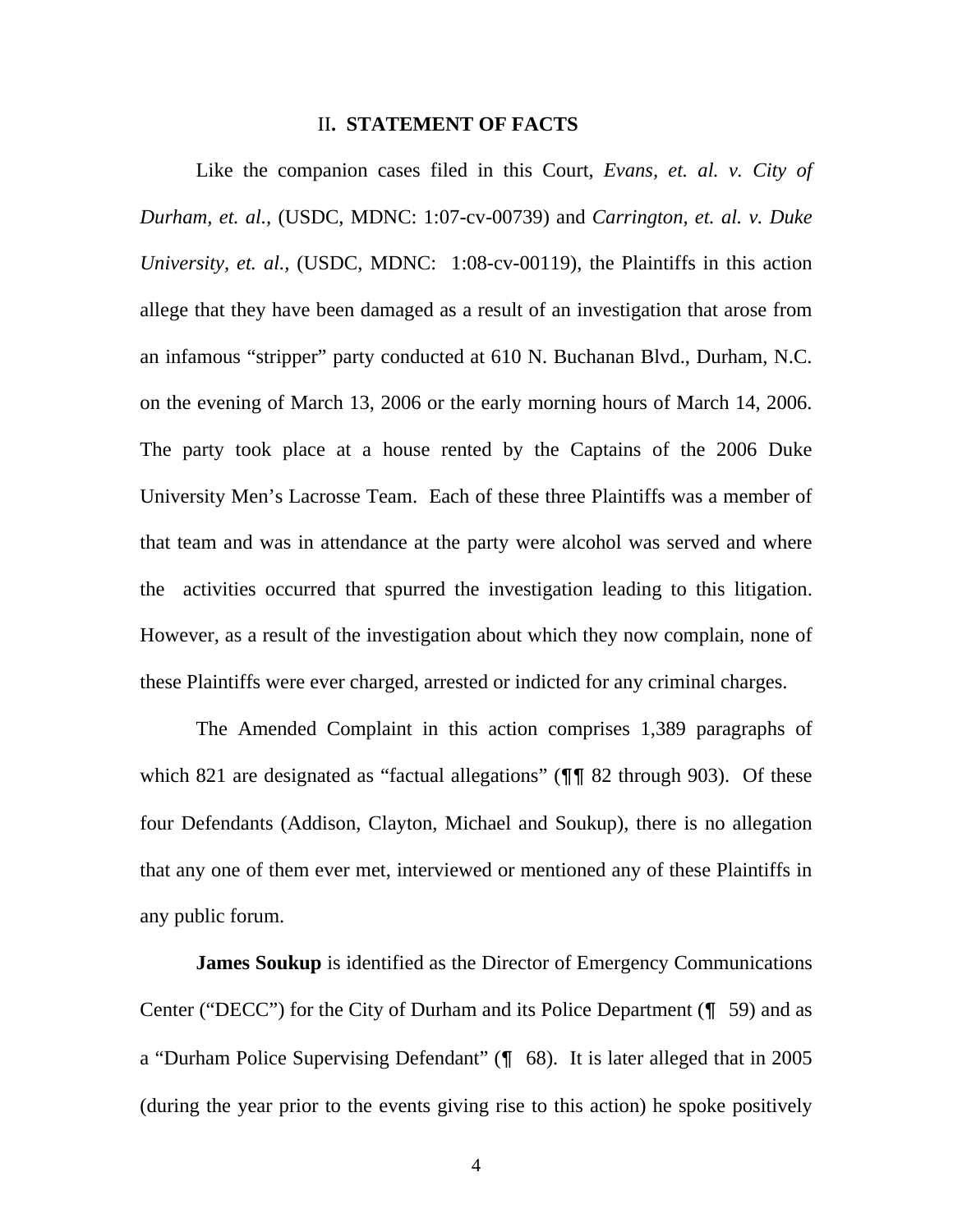## II. STATEMENT OF FACTS

Like the companion cases filed in this Court, *Evans, et. al. v. City of Durham, et. al.,* (USDC, MDNC: 1:07-cv-00739) and *Carrington, et. al. v. Duke University, et. al.,* (USDC, MDNC: 1:08-cv-00119), the Plaintiffs in this action allege that they have been damaged as a result of an investigation that arose from an infamous "stripper" party conducted at 610 N. Buchanan Blvd., Durham, N.C. on the evening of March 13, 2006 or the early morning hours of March 14, 2006. The party took place at a house rented by the Captains of the 2006 Duke University Men's Lacrosse Team. Each of these three Plaintiffs was a member of that team and was in attendance at the party were alcohol was served and where the activities occurred that spurred the investigation leading to this litigation. However, as a result of the investigation about which they now complain, none of these Plaintiffs were ever charged, arrested or indicted for any criminal charges.

The Amended Complaint in this action comprises 1,389 paragraphs of which 821 are designated as "factual allegations" (¶¶ 82 through 903). Of these four Defendants (Addison, Clayton, Michael and Soukup), there is no allegation that any one of them ever met, interviewed or mentioned any of these Plaintiffs in any public forum.

**James Soukup** is identified as the Director of Emergency Communications Center ("DECC") for the City of Durham and its Police Department (¶ 59) and as a "Durham Police Supervising Defendant" (¶ 68). It is later alleged that in 2005 (during the year prior to the events giving rise to this action) he spoke positively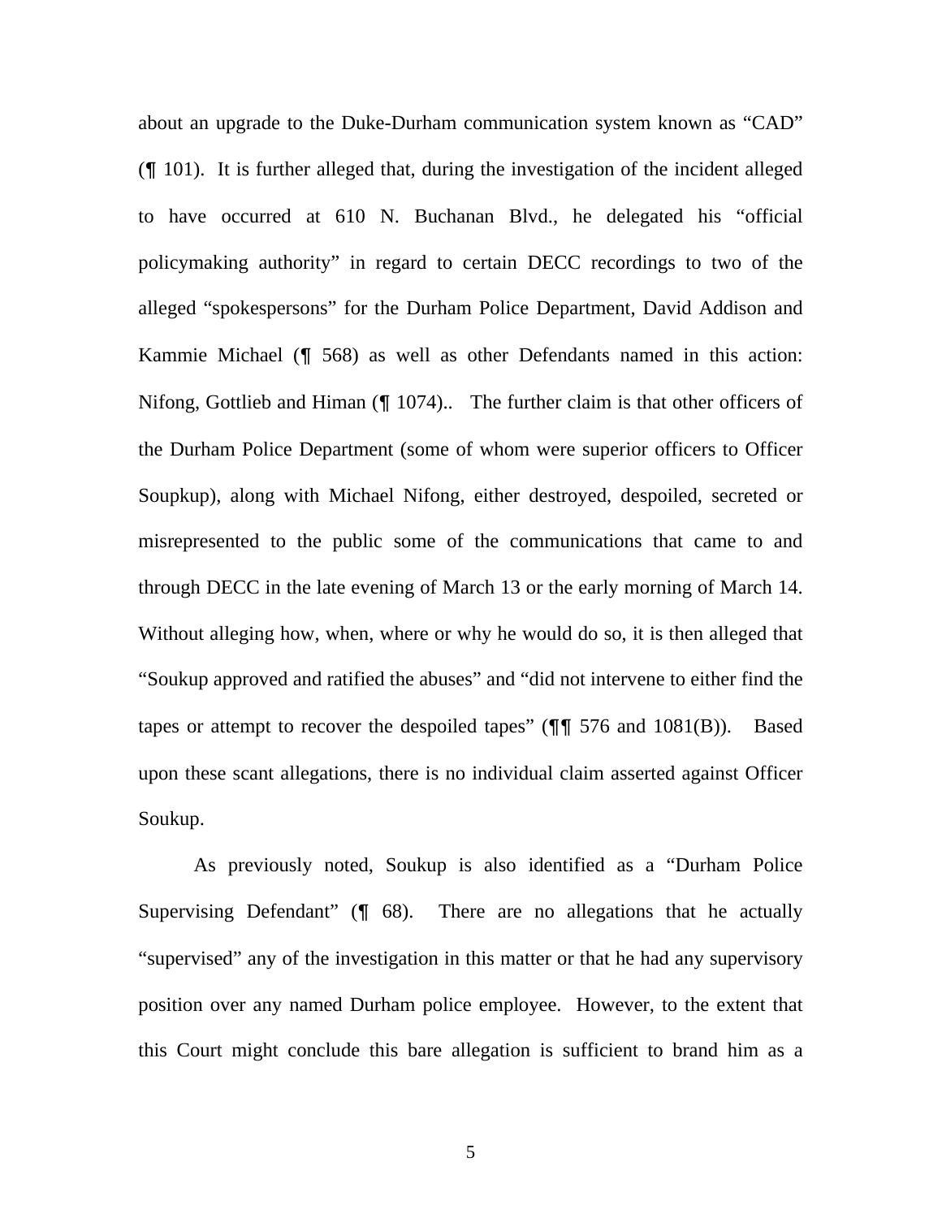about an upgrade to the Duke-Durham communication system known as "CAD" (¶ 101). It is further alleged that, during the investigation of the incident alleged to have occurred at 610 N. Buchanan Blvd., he delegated his "official policymaking authority" in regard to certain DECC recordings to two of the alleged "spokespersons" for the Durham Police Department, David Addison and Kammie Michael (¶ 568) as well as other Defendants named in this action: Nifong, Gottlieb and Himan (¶ 1074).. The further claim is that other officers of the Durham Police Department (some of whom were superior officers to Officer Soupkup), along with Michael Nifong, either destroyed, despoiled, secreted or misrepresented to the public some of the communications that came to and through DECC in the late evening of March 13 or the early morning of March 14. Without alleging how, when, where or why he would do so, it is then alleged that "Soukup approved and ratified the abuses" and "did not intervene to either find the tapes or attempt to recover the despoiled tapes" (¶¶ 576 and 1081(B)). Based upon these scant allegations, there is no individual claim asserted against Officer Soukup.

As previously noted, Soukup is also identified as a "Durham Police Supervising Defendant" (¶ 68). There are no allegations that he actually "supervised" any of the investigation in this matter or that he had any supervisory position over any named Durham police employee. However, to the extent that this Court might conclude this bare allegation is sufficient to brand him as a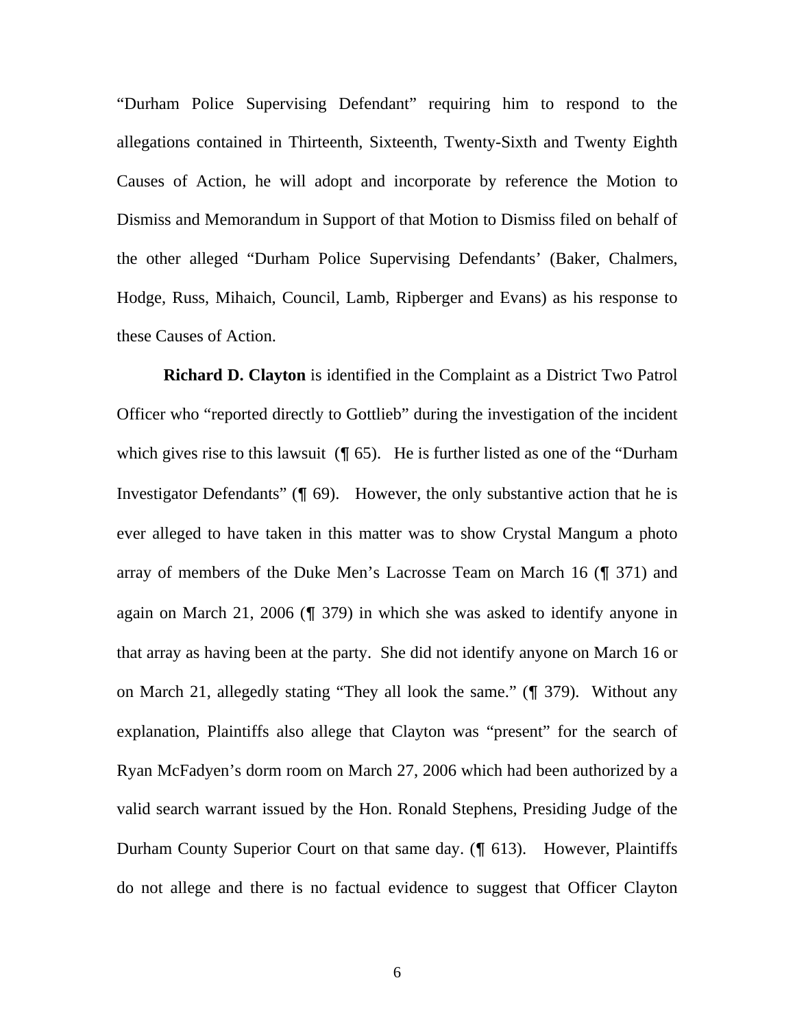"Durham Police Supervising Defendant" requiring him to respond to the allegations contained in Thirteenth, Sixteenth, Twenty-Sixth and Twenty Eighth Causes of Action, he will adopt and incorporate by reference the Motion to Dismiss and Memorandum in Support of that Motion to Dismiss filed on behalf of the other alleged "Durham Police Supervising Defendants' (Baker, Chalmers, Hodge, Russ, Mihaich, Council, Lamb, Ripberger and Evans) as his response to these Causes of Action.

**Richard D. Clayton** is identified in the Complaint as a District Two Patrol Officer who "reported directly to Gottlieb" during the investigation of the incident which gives rise to this lawsuit (¶ 65). He is further listed as one of the "Durham Investigator Defendants" (¶ 69). However, the only substantive action that he is ever alleged to have taken in this matter was to show Crystal Mangum a photo array of members of the Duke Men's Lacrosse Team on March 16 (¶ 371) and again on March 21, 2006 (¶ 379) in which she was asked to identify anyone in that array as having been at the party. She did not identify anyone on March 16 or on March 21, allegedly stating "They all look the same." (¶ 379). Without any explanation, Plaintiffs also allege that Clayton was "present" for the search of Ryan McFadyen's dorm room on March 27, 2006 which had been authorized by a valid search warrant issued by the Hon. Ronald Stephens, Presiding Judge of the Durham County Superior Court on that same day. (¶ 613). However, Plaintiffs do not allege and there is no factual evidence to suggest that Officer Clayton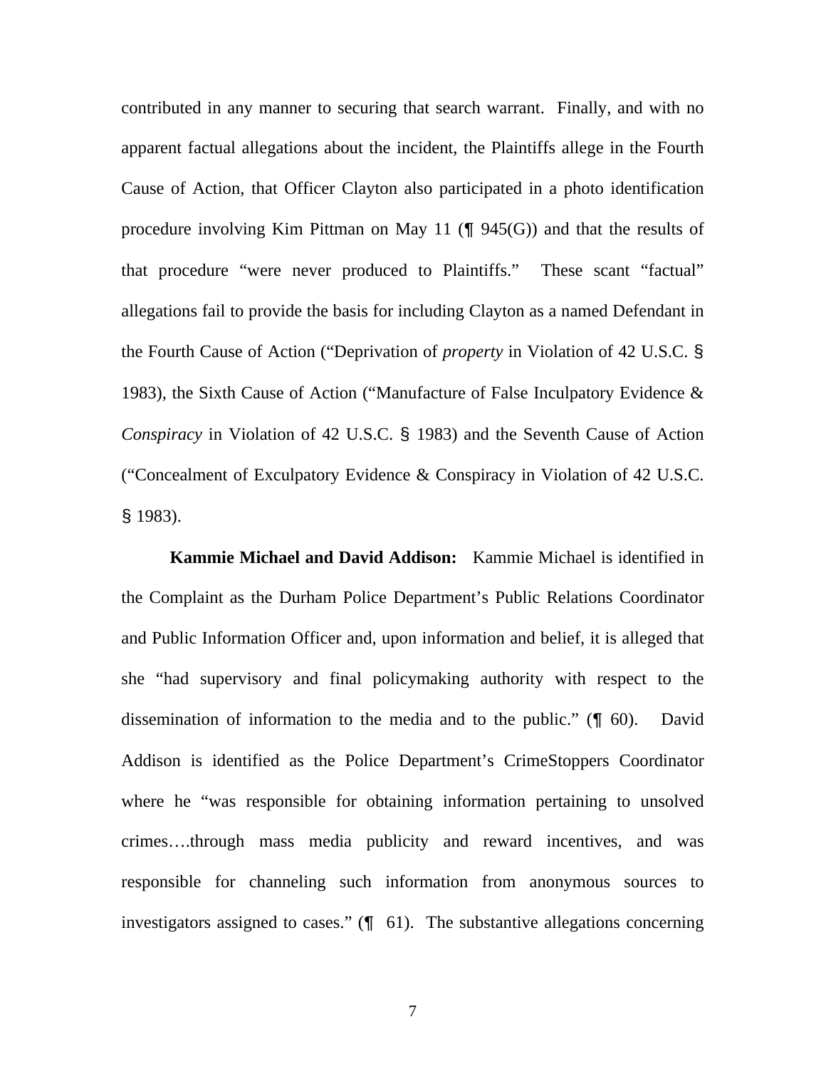contributed in any manner to securing that search warrant. Finally, and with no apparent factual allegations about the incident, the Plaintiffs allege in the Fourth Cause of Action, that Officer Clayton also participated in a photo identification procedure involving Kim Pittman on May 11 (¶ 945(G)) and that the results of that procedure "were never produced to Plaintiffs." These scant "factual" allegations fail to provide the basis for including Clayton as a named Defendant in the Fourth Cause of Action ("Deprivation of *property* in Violation of 42 U.S.C. § 1983), the Sixth Cause of Action ("Manufacture of False Inculpatory Evidence & *Conspiracy* in Violation of 42 U.S.C. § 1983) and the Seventh Cause of Action ("Concealment of Exculpatory Evidence & Conspiracy in Violation of 42 U.S.C. § 1983).

**Kammie Michael and David Addison:** Kammie Michael is identified in the Complaint as the Durham Police Department's Public Relations Coordinator and Public Information Officer and, upon information and belief, it is alleged that she "had supervisory and final policymaking authority with respect to the dissemination of information to the media and to the public." (¶ 60). David Addison is identified as the Police Department's CrimeStoppers Coordinator where he "was responsible for obtaining information pertaining to unsolved crimes….through mass media publicity and reward incentives, and was responsible for channeling such information from anonymous sources to investigators assigned to cases." (¶ 61). The substantive allegations concerning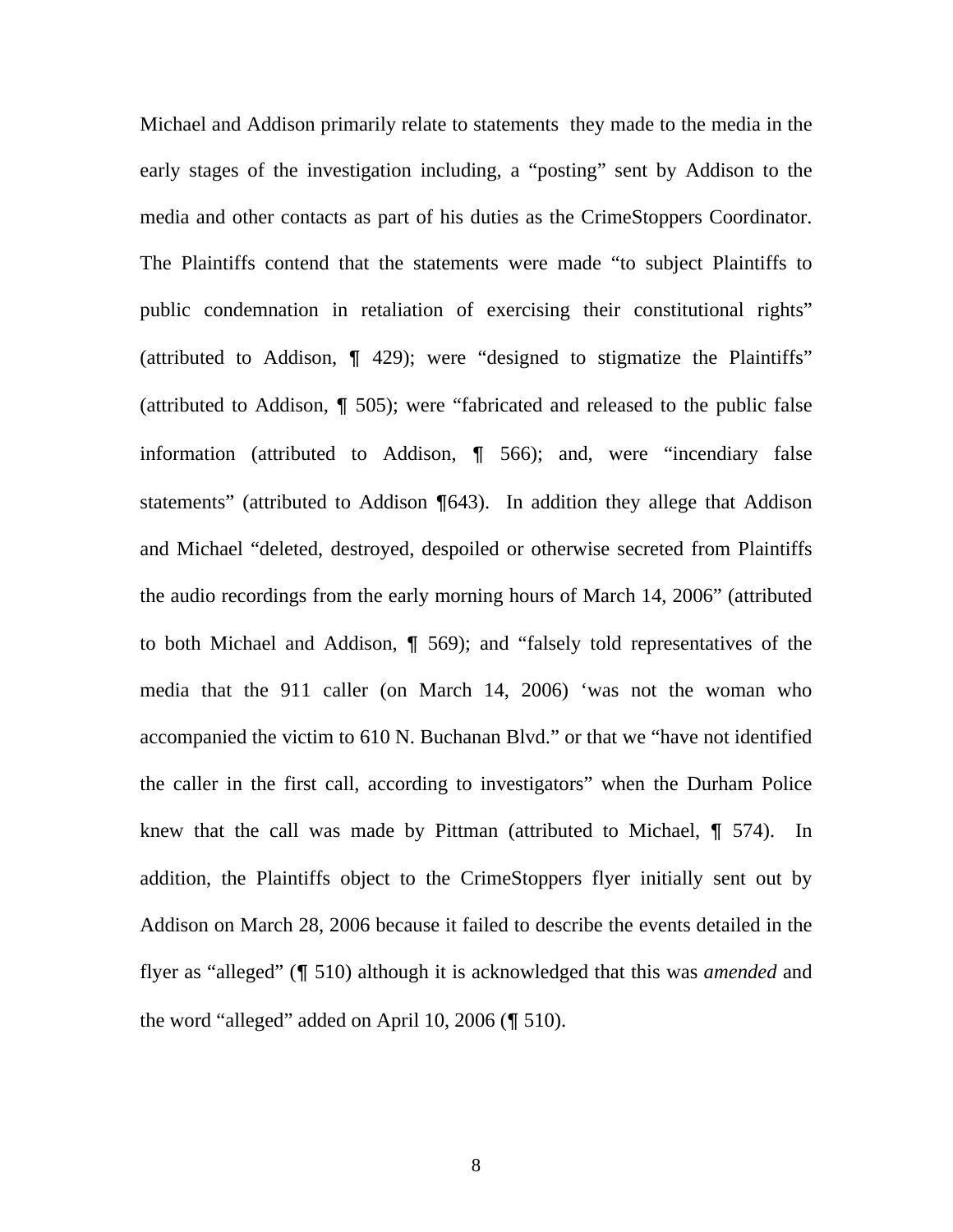Michael and Addison primarily relate to statements they made to the media in the early stages of the investigation including, a "posting" sent by Addison to the media and other contacts as part of his duties as the CrimeStoppers Coordinator. The Plaintiffs contend that the statements were made "to subject Plaintiffs to public condemnation in retaliation of exercising their constitutional rights" (attributed to Addison, ¶ 429); were "designed to stigmatize the Plaintiffs" (attributed to Addison, ¶ 505); were "fabricated and released to the public false information (attributed to Addison, ¶ 566); and, were "incendiary false statements" (attributed to Addison ¶643). In addition they allege that Addison and Michael "deleted, destroyed, despoiled or otherwise secreted from Plaintiffs the audio recordings from the early morning hours of March 14, 2006" (attributed to both Michael and Addison, ¶ 569); and "falsely told representatives of the media that the 911 caller (on March 14, 2006) 'was not the woman who accompanied the victim to 610 N. Buchanan Blvd." or that we "have not identified the caller in the first call, according to investigators" when the Durham Police knew that the call was made by Pittman (attributed to Michael, ¶ 574). In addition, the Plaintiffs object to the CrimeStoppers flyer initially sent out by Addison on March 28, 2006 because it failed to describe the events detailed in the flyer as "alleged" (¶ 510) although it is acknowledged that this was *amended* and the word "alleged" added on April 10, 2006 (¶ 510).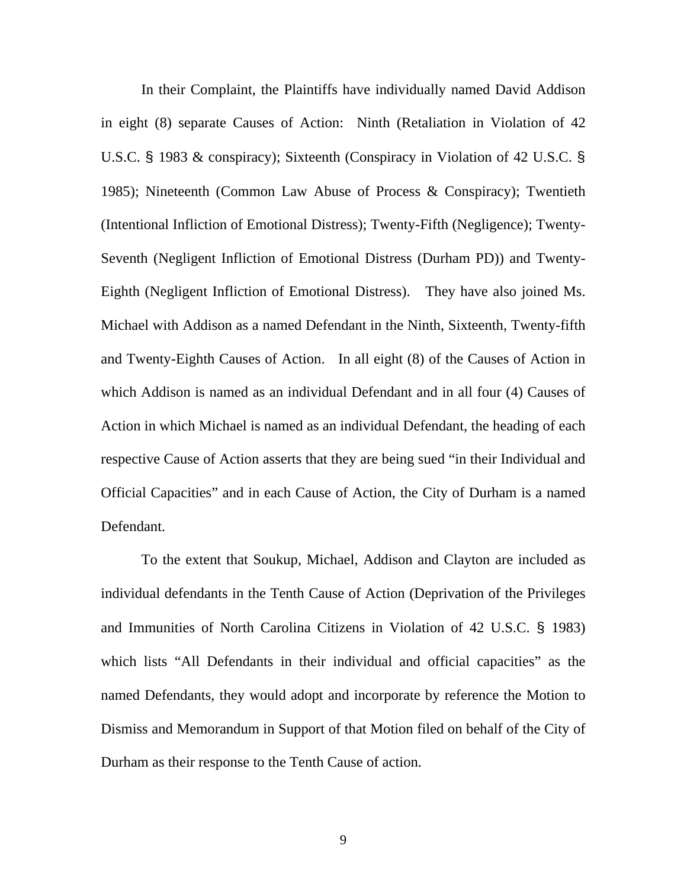In their Complaint, the Plaintiffs have individually named David Addison in eight (8) separate Causes of Action: Ninth (Retaliation in Violation of 42 U.S.C. § 1983 & conspiracy); Sixteenth (Conspiracy in Violation of 42 U.S.C. § 1985); Nineteenth (Common Law Abuse of Process & Conspiracy); Twentieth (Intentional Infliction of Emotional Distress); Twenty-Fifth (Negligence); Twenty-Seventh (Negligent Infliction of Emotional Distress (Durham PD)) and Twenty-Eighth (Negligent Infliction of Emotional Distress). They have also joined Ms. Michael with Addison as a named Defendant in the Ninth, Sixteenth, Twenty-fifth and Twenty-Eighth Causes of Action. In all eight (8) of the Causes of Action in which Addison is named as an individual Defendant and in all four (4) Causes of Action in which Michael is named as an individual Defendant, the heading of each respective Cause of Action asserts that they are being sued "in their Individual and Official Capacities" and in each Cause of Action, the City of Durham is a named Defendant.

To the extent that Soukup, Michael, Addison and Clayton are included as individual defendants in the Tenth Cause of Action (Deprivation of the Privileges and Immunities of North Carolina Citizens in Violation of 42 U.S.C. § 1983) which lists "All Defendants in their individual and official capacities" as the named Defendants, they would adopt and incorporate by reference the Motion to Dismiss and Memorandum in Support of that Motion filed on behalf of the City of Durham as their response to the Tenth Cause of action.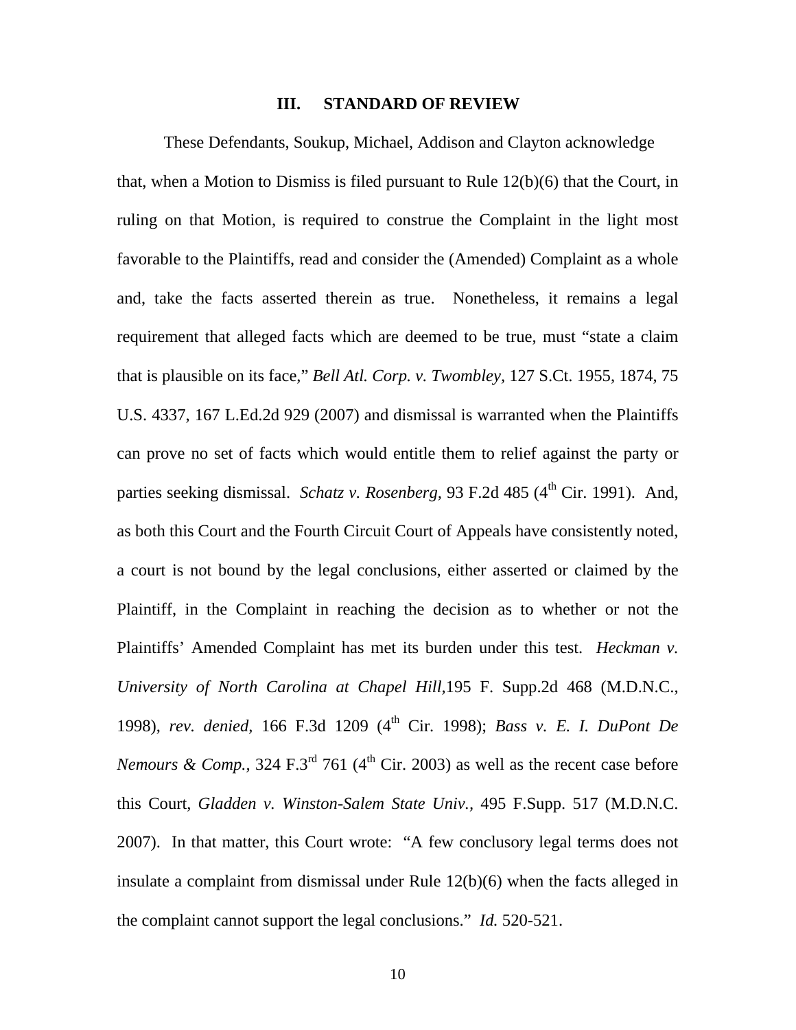## III. STANDARD OF REVIEW

These Defendants, Soukup, Michael, Addison and Clayton acknowledge that, when a Motion to Dismiss is filed pursuant to Rule 12(b)(6) that the Court, in ruling on that Motion, is required to construe the Complaint in the light most favorable to the Plaintiffs, read and consider the (Amended) Complaint as a whole and, take the facts asserted therein as true. Nonetheless, it remains a legal requirement that alleged facts which are deemed to be true, must "state a claim that is plausible on its face," *Bell Atl. Corp. v. Twombley,* 127 S.Ct. 1955, 1874, 75 U.S. 4337, 167 L.Ed.2d 929 (2007) and dismissal is warranted when the Plaintiffs can prove no set of facts which would entitle them to relief against the party or parties seeking dismissal. *Schatz v. Rosenberg,* 93 F.2d 485 (4th Cir. 1991). And, as both this Court and the Fourth Circuit Court of Appeals have consistently noted, a court is not bound by the legal conclusions, either asserted or claimed by the Plaintiff, in the Complaint in reaching the decision as to whether or not the Plaintiffs' Amended Complaint has met its burden under this test. *Heckman v. University of North Carolina at Chapel Hill,*195 F. Supp.2d 468 (M.D.N.C., 1998), *rev. denied,* 166 F.3d 1209 (4th Cir. 1998); *Bass v. E. I. DuPont De Nemours & Comp.,* 324 F.3rd 761 (4th Cir. 2003) as well as the recent case before this Court, *Gladden v. Winston-Salem State Univ.,* 495 F.Supp. 517 (M.D.N.C. 2007). In that matter, this Court wrote: "A few conclusory legal terms does not insulate a complaint from dismissal under Rule 12(b)(6) when the facts alleged in the complaint cannot support the legal conclusions." *Id.* 520-521.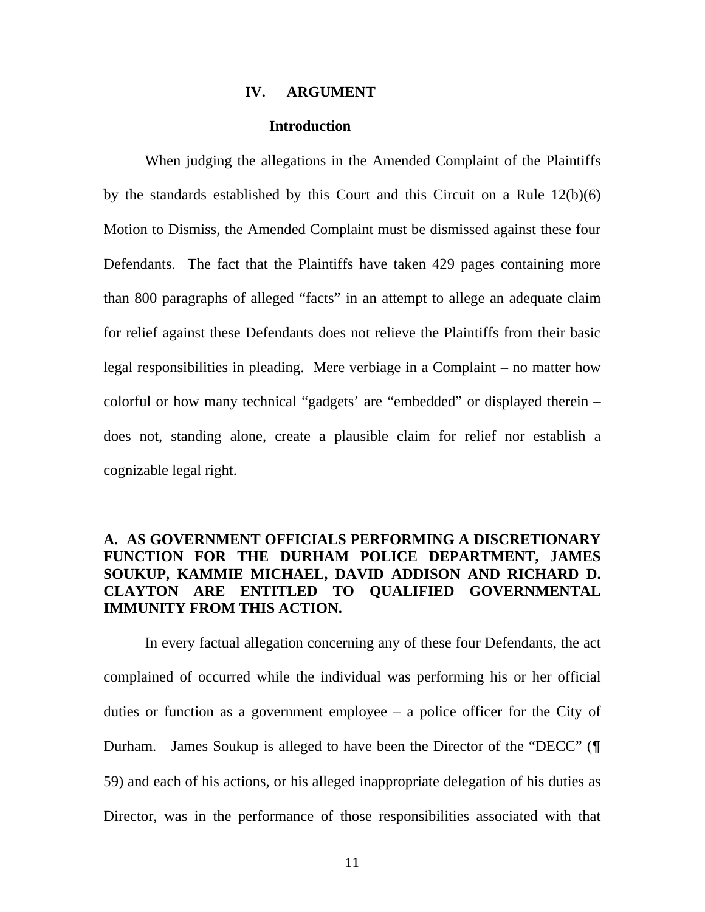## IV. ARGUMENT

### Introduction

When judging the allegations in the Amended Complaint of the Plaintiffs by the standards established by this Court and this Circuit on a Rule 12(b)(6) Motion to Dismiss, the Amended Complaint must be dismissed against these four Defendants. The fact that the Plaintiffs have taken 429 pages containing more than 800 paragraphs of alleged "facts" in an attempt to allege an adequate claim for relief against these Defendants does not relieve the Plaintiffs from their basic legal responsibilities in pleading. Mere verbiage in a Complaint – no matter how colorful or how many technical "gadgets' are "embedded" or displayed therein – does not, standing alone, create a plausible claim for relief nor establish a cognizable legal right.

### A. AS GOVERNMENT OFFICIALS PERFORMING A DISCRETIONARY FUNCTION FOR THE DURHAM POLICE DEPARTMENT, JAMES SOUKUP, KAMMIE MICHAEL, DAVID ADDISON AND RICHARD D. CLAYTON ARE ENTITLED TO QUALIFIED GOVERNMENTAL IMMUNITY FROM THIS ACTION.

In every factual allegation concerning any of these four Defendants, the act complained of occurred while the individual was performing his or her official duties or function as a government employee – a police officer for the City of Durham. James Soukup is alleged to have been the Director of the "DECC" (¶ 59) and each of his actions, or his alleged inappropriate delegation of his duties as Director, was in the performance of those responsibilities associated with that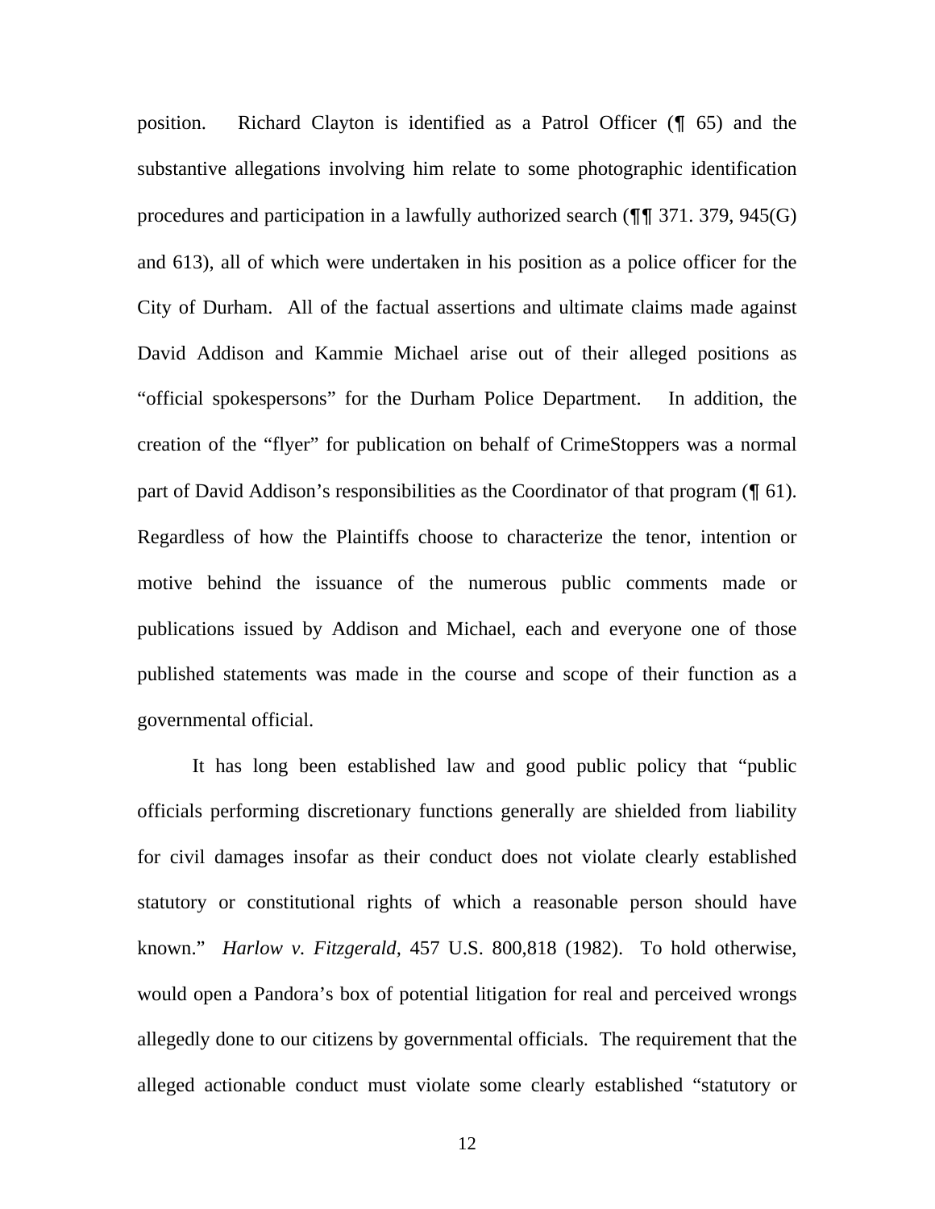position. Richard Clayton is identified as a Patrol Officer (¶ 65) and the substantive allegations involving him relate to some photographic identification procedures and participation in a lawfully authorized search (¶¶ 371. 379, 945(G) and 613), all of which were undertaken in his position as a police officer for the City of Durham. All of the factual assertions and ultimate claims made against David Addison and Kammie Michael arise out of their alleged positions as "official spokespersons" for the Durham Police Department. In addition, the creation of the "flyer" for publication on behalf of CrimeStoppers was a normal part of David Addison's responsibilities as the Coordinator of that program (¶ 61). Regardless of how the Plaintiffs choose to characterize the tenor, intention or motive behind the issuance of the numerous public comments made or publications issued by Addison and Michael, each and everyone one of those published statements was made in the course and scope of their function as a governmental official.

It has long been established law and good public policy that "public officials performing discretionary functions generally are shielded from liability for civil damages insofar as their conduct does not violate clearly established statutory or constitutional rights of which a reasonable person should have known." *Harlow v. Fitzgerald*, 457 U.S. 800,818 (1982). To hold otherwise, would open a Pandora's box of potential litigation for real and perceived wrongs allegedly done to our citizens by governmental officials. The requirement that the alleged actionable conduct must violate some clearly established "statutory or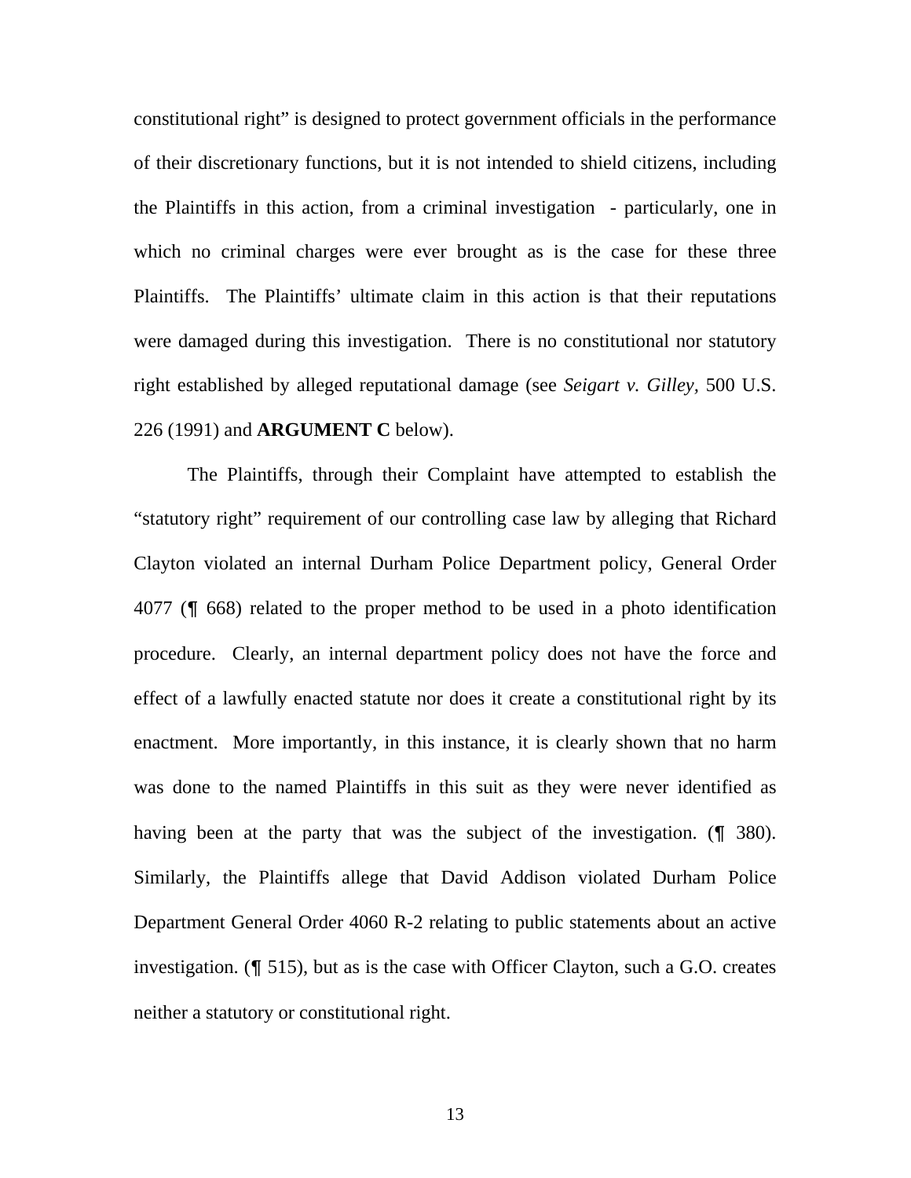constitutional right" is designed to protect government officials in the performance of their discretionary functions, but it is not intended to shield citizens, including the Plaintiffs in this action, from a criminal investigation - particularly, one in which no criminal charges were ever brought as is the case for these three Plaintiffs. The Plaintiffs' ultimate claim in this action is that their reputations were damaged during this investigation. There is no constitutional nor statutory right established by alleged reputational damage (see *Seigart v. Gilley,* 500 U.S. 226 (1991) and **ARGUMENT C** below).

The Plaintiffs, through their Complaint have attempted to establish the "statutory right" requirement of our controlling case law by alleging that Richard Clayton violated an internal Durham Police Department policy, General Order 4077 (¶ 668) related to the proper method to be used in a photo identification procedure. Clearly, an internal department policy does not have the force and effect of a lawfully enacted statute nor does it create a constitutional right by its enactment. More importantly, in this instance, it is clearly shown that no harm was done to the named Plaintiffs in this suit as they were never identified as having been at the party that was the subject of the investigation. (¶ 380). Similarly, the Plaintiffs allege that David Addison violated Durham Police Department General Order 4060 R-2 relating to public statements about an active investigation. (¶ 515), but as is the case with Officer Clayton, such a G.O. creates neither a statutory or constitutional right.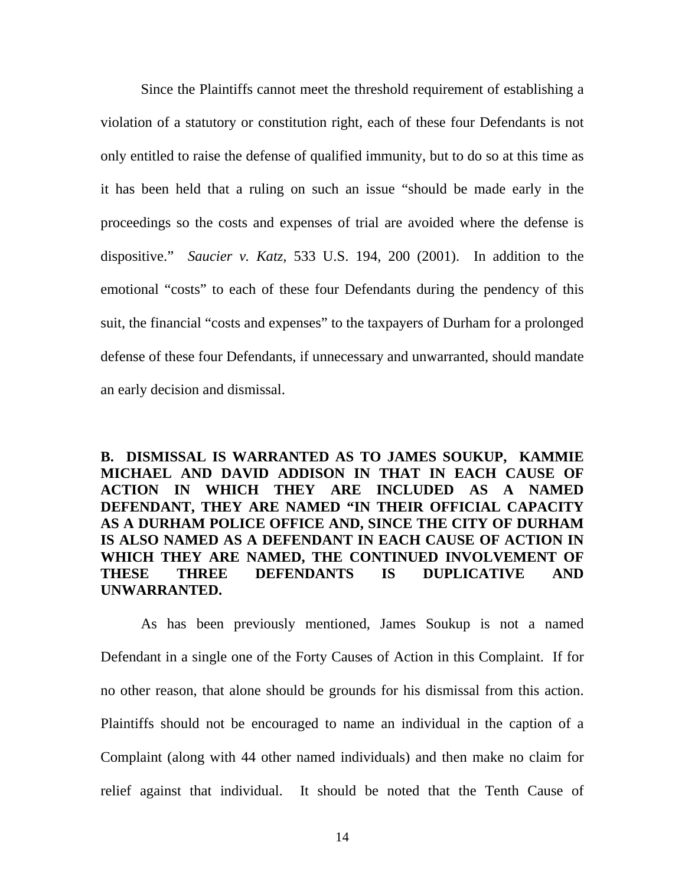Since the Plaintiffs cannot meet the threshold requirement of establishing a violation of a statutory or constitution right, each of these four Defendants is not only entitled to raise the defense of qualified immunity, but to do so at this time as it has been held that a ruling on such an issue "should be made early in the proceedings so the costs and expenses of trial are avoided where the defense is dispositive." *Saucier v. Katz,* 533 U.S. 194, 200 (2001). In addition to the emotional "costs" to each of these four Defendants during the pendency of this suit, the financial "costs and expenses" to the taxpayers of Durham for a prolonged defense of these four Defendants, if unnecessary and unwarranted, should mandate an early decision and dismissal.

**B. DISMISSAL IS WARRANTED AS TO JAMES SOUKUP, KAMMIE MICHAEL AND DAVID ADDISON IN THAT IN EACH CAUSE OF ACTION IN WHICH THEY ARE INCLUDED AS A NAMED DEFENDANT, THEY ARE NAMED "IN THEIR OFFICIAL CAPACITY AS A DURHAM POLICE OFFICE AND, SINCE THE CITY OF DURHAM IS ALSO NAMED AS A DEFENDANT IN EACH CAUSE OF ACTION IN WHICH THEY ARE NAMED, THE CONTINUED INVOLVEMENT OF THESE THREE DEFENDANTS IS DUPLICATIVE AND UNWARRANTED.**

As has been previously mentioned, James Soukup is not a named Defendant in a single one of the Forty Causes of Action in this Complaint. If for no other reason, that alone should be grounds for his dismissal from this action. Plaintiffs should not be encouraged to name an individual in the caption of a Complaint (along with 44 other named individuals) and then make no claim for relief against that individual. It should be noted that the Tenth Cause of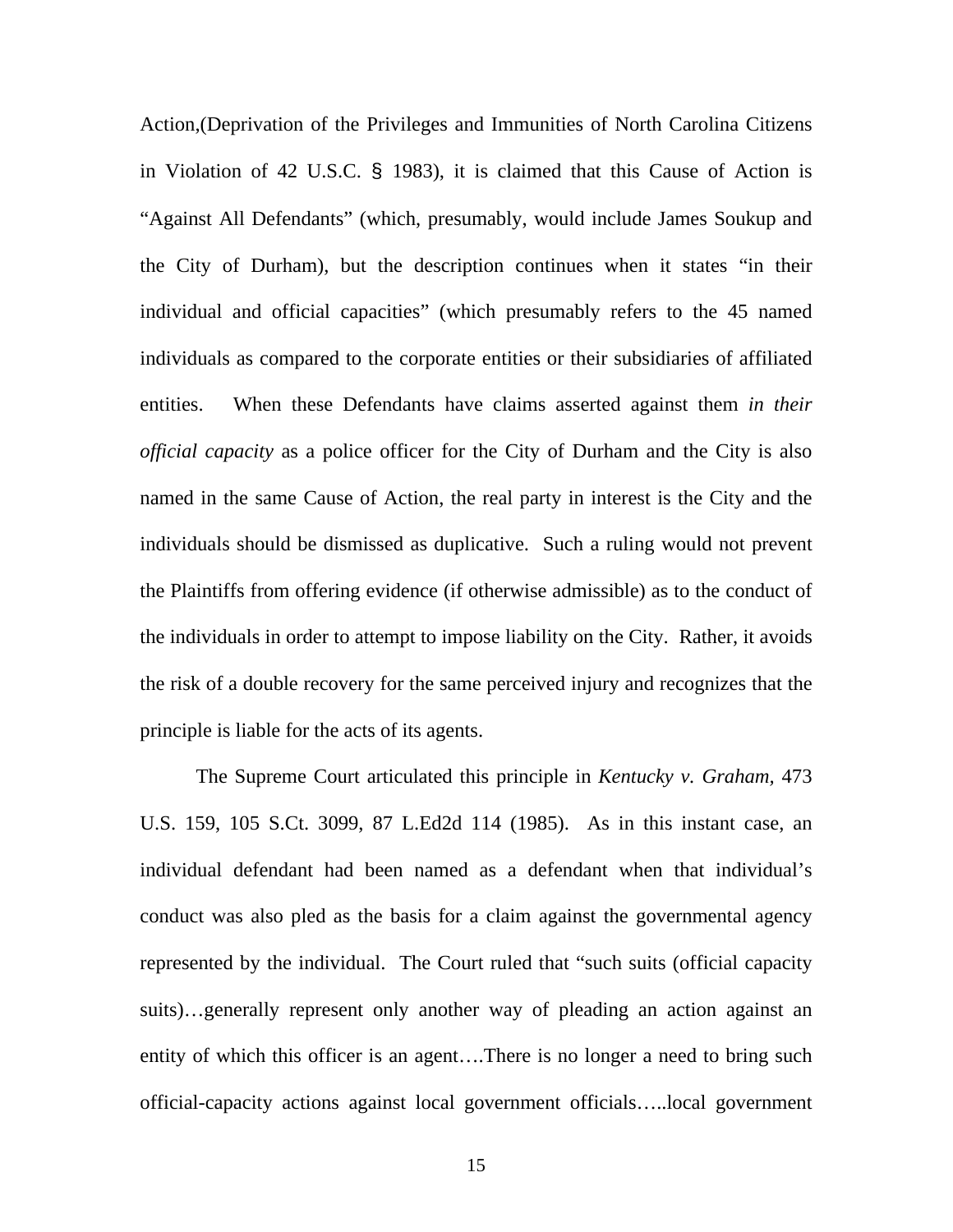Action,(Deprivation of the Privileges and Immunities of North Carolina Citizens in Violation of 42 U.S.C. § 1983), it is claimed that this Cause of Action is "Against All Defendants" (which, presumably, would include James Soukup and the City of Durham), but the description continues when it states "in their individual and official capacities" (which presumably refers to the 45 named individuals as compared to the corporate entities or their subsidiaries of affiliated entities. When these Defendants have claims asserted against them *in their official capacity* as a police officer for the City of Durham and the City is also named in the same Cause of Action, the real party in interest is the City and the individuals should be dismissed as duplicative. Such a ruling would not prevent the Plaintiffs from offering evidence (if otherwise admissible) as to the conduct of the individuals in order to attempt to impose liability on the City. Rather, it avoids the risk of a double recovery for the same perceived injury and recognizes that the principle is liable for the acts of its agents.

The Supreme Court articulated this principle in *Kentucky v. Graham*, 473 U.S. 159, 105 S.Ct. 3099, 87 L.Ed2d 114 (1985). As in this instant case, an individual defendant had been named as a defendant when that individual's conduct was also pled as the basis for a claim against the governmental agency represented by the individual. The Court ruled that "such suits (official capacity suits)…generally represent only another way of pleading an action against an entity of which this officer is an agent….There is no longer a need to bring such official-capacity actions against local government officials…..local government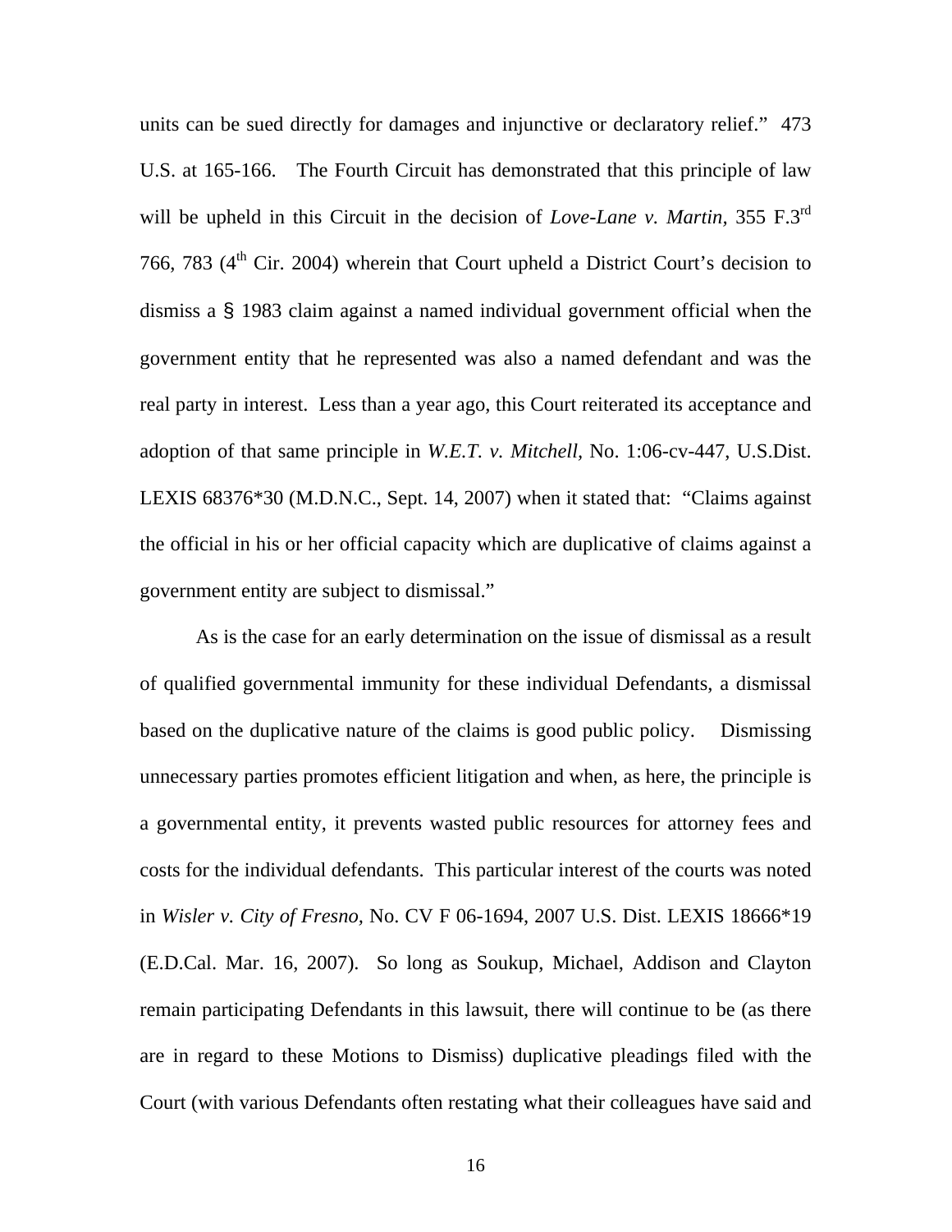units can be sued directly for damages and injunctive or declaratory relief." 473 U.S. at 165-166. The Fourth Circuit has demonstrated that this principle of law will be upheld in this Circuit in the decision of *Love-Lane v. Martin*, 355 F.3rd 766, 783 (4th Cir. 2004) wherein that Court upheld a District Court's decision to dismiss a § 1983 claim against a named individual government official when the government entity that he represented was also a named defendant and was the real party in interest. Less than a year ago, this Court reiterated its acceptance and adoption of that same principle in *W.E.T. v. Mitchell*, No. 1:06-cv-447, U.S.Dist. LEXIS 68376*30 (M.D.N.C., Sept. 14, 2007) when it stated that: "Claims against the official in his or her official capacity which are duplicative of claims against a government entity are subject to dismissal."

As is the case for an early determination on the issue of dismissal as a result of qualified governmental immunity for these individual Defendants, a dismissal based on the duplicative nature of the claims is good public policy. Dismissing unnecessary parties promotes efficient litigation and when, as here, the principle is a governmental entity, it prevents wasted public resources for attorney fees and costs for the individual defendants. This particular interest of the courts was noted in *Wisler v. City of Fresno*, No. CV F 06-1694, 2007 U.S. Dist. LEXIS 18666*19 (E.D.Cal. Mar. 16, 2007). So long as Soukup, Michael, Addison and Clayton remain participating Defendants in this lawsuit, there will continue to be (as there are in regard to these Motions to Dismiss) duplicative pleadings filed with the Court (with various Defendants often restating what their colleagues have said and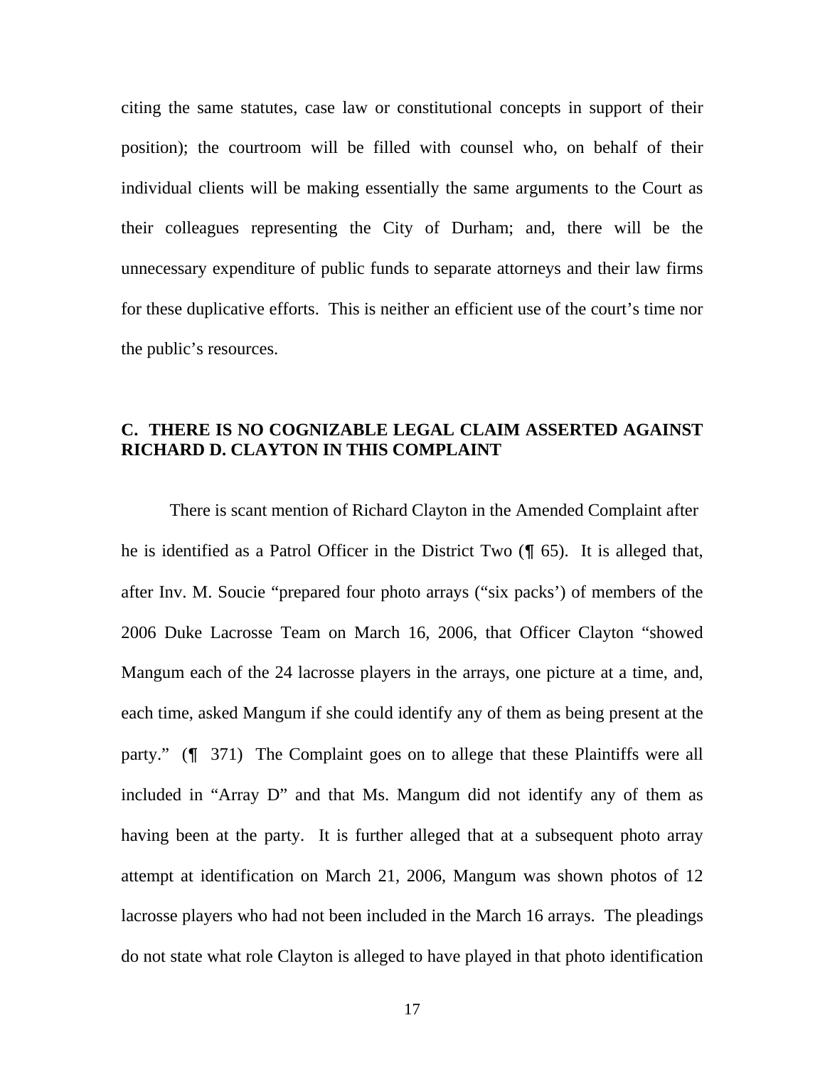citing the same statutes, case law or constitutional concepts in support of their position); the courtroom will be filled with counsel who, on behalf of their individual clients will be making essentially the same arguments to the Court as their colleagues representing the City of Durham; and, there will be the unnecessary expenditure of public funds to separate attorneys and their law firms for these duplicative efforts. This is neither an efficient use of the court's time nor the public's resources.

### C. THERE IS NO COGNIZABLE LEGAL CLAIM ASSERTED AGAINST RICHARD D. CLAYTON IN THIS COMPLAINT

There is scant mention of Richard Clayton in the Amended Complaint after he is identified as a Patrol Officer in the District Two (¶ 65). It is alleged that, after Inv. M. Soucie "prepared four photo arrays ("six packs') of members of the 2006 Duke Lacrosse Team on March 16, 2006, that Officer Clayton "showed Mangum each of the 24 lacrosse players in the arrays, one picture at a time, and, each time, asked Mangum if she could identify any of them as being present at the party." (¶ 371) The Complaint goes on to allege that these Plaintiffs were all included in "Array D" and that Ms. Mangum did not identify any of them as having been at the party. It is further alleged that at a subsequent photo array attempt at identification on March 21, 2006, Mangum was shown photos of 12 lacrosse players who had not been included in the March 16 arrays. The pleadings do not state what role Clayton is alleged to have played in that photo identification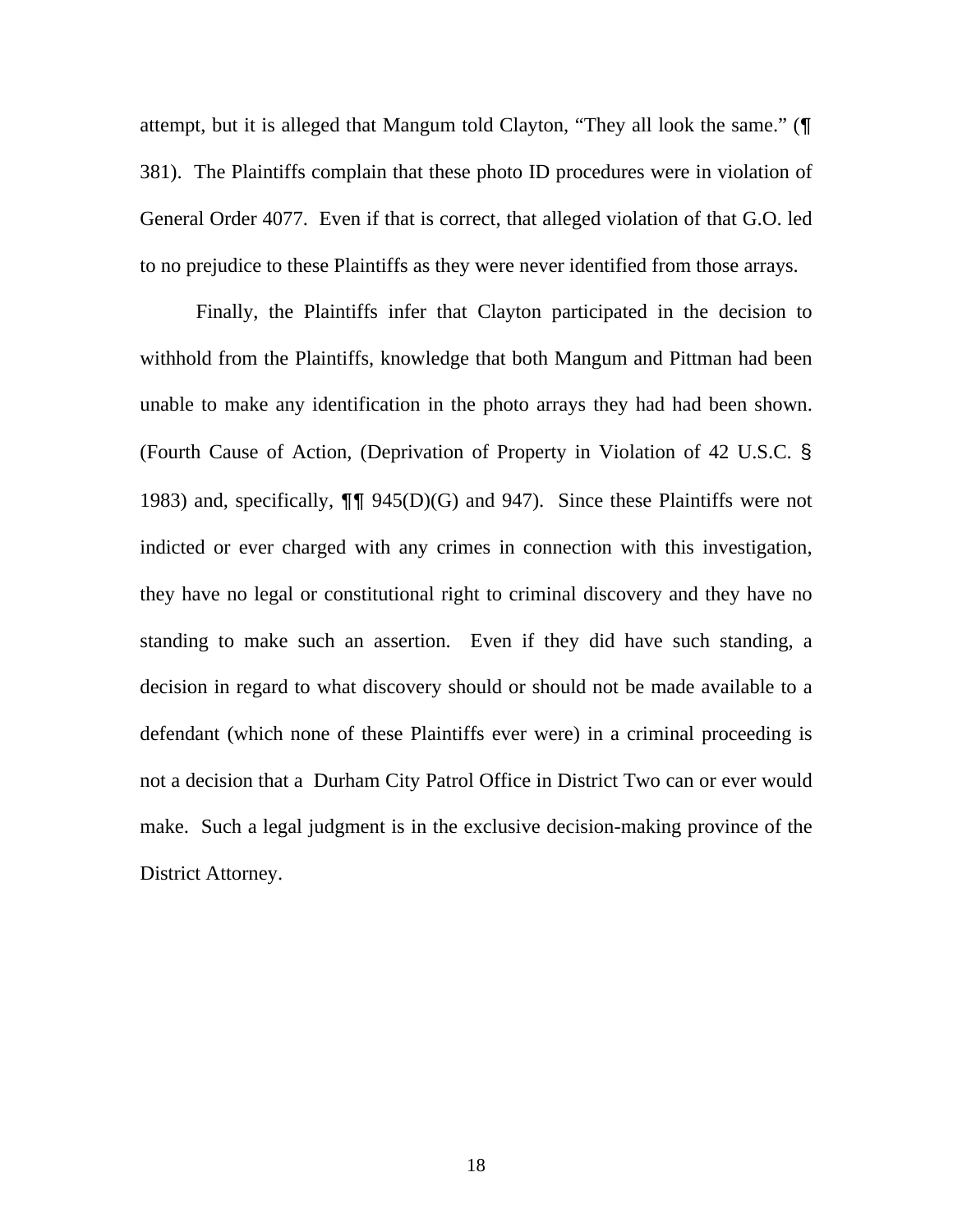attempt, but it is alleged that Mangum told Clayton, "They all look the same." (¶ 381). The Plaintiffs complain that these photo ID procedures were in violation of General Order 4077. Even if that is correct, that alleged violation of that G.O. led to no prejudice to these Plaintiffs as they were never identified from those arrays.

Finally, the Plaintiffs infer that Clayton participated in the decision to withhold from the Plaintiffs, knowledge that both Mangum and Pittman had been unable to make any identification in the photo arrays they had had been shown. (Fourth Cause of Action, (Deprivation of Property in Violation of 42 U.S.C. § 1983) and, specifically, ¶¶ 945(D)(G) and 947). Since these Plaintiffs were not indicted or ever charged with any crimes in connection with this investigation, they have no legal or constitutional right to criminal discovery and they have no standing to make such an assertion. Even if they did have such standing, a decision in regard to what discovery should or should not be made available to a defendant (which none of these Plaintiffs ever were) in a criminal proceeding is not a decision that a Durham City Patrol Office in District Two can or ever would make. Such a legal judgment is in the exclusive decision-making province of the District Attorney.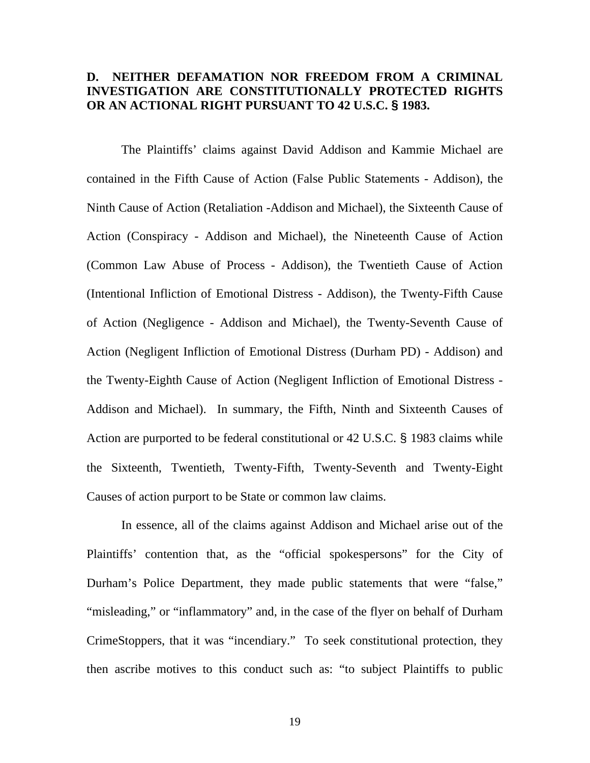**D. NEITHER DEFAMATION NOR FREEDOM FROM A CRIMINAL INVESTIGATION ARE CONSTITUTIONALLY PROTECTED RIGHTS OR AN ACTIONAL RIGHT PURSUANT TO 42 U.S.C. § 1983.**

The Plaintiffs' claims against David Addison and Kammie Michael are contained in the Fifth Cause of Action (False Public Statements - Addison), the Ninth Cause of Action (Retaliation -Addison and Michael), the Sixteenth Cause of Action (Conspiracy - Addison and Michael), the Nineteenth Cause of Action (Common Law Abuse of Process - Addison), the Twentieth Cause of Action (Intentional Infliction of Emotional Distress - Addison), the Twenty-Fifth Cause of Action (Negligence - Addison and Michael), the Twenty-Seventh Cause of Action (Negligent Infliction of Emotional Distress (Durham PD) - Addison) and the Twenty-Eighth Cause of Action (Negligent Infliction of Emotional Distress - Addison and Michael). In summary, the Fifth, Ninth and Sixteenth Causes of Action are purported to be federal constitutional or 42 U.S.C. § 1983 claims while the Sixteenth, Twentieth, Twenty-Fifth, Twenty-Seventh and Twenty-Eight Causes of action purport to be State or common law claims.

In essence, all of the claims against Addison and Michael arise out of the Plaintiffs' contention that, as the "official spokespersons" for the City of Durham's Police Department, they made public statements that were "false," "misleading," or "inflammatory" and, in the case of the flyer on behalf of Durham CrimeStoppers, that it was "incendiary." To seek constitutional protection, they then ascribe motives to this conduct such as: "to subject Plaintiffs to public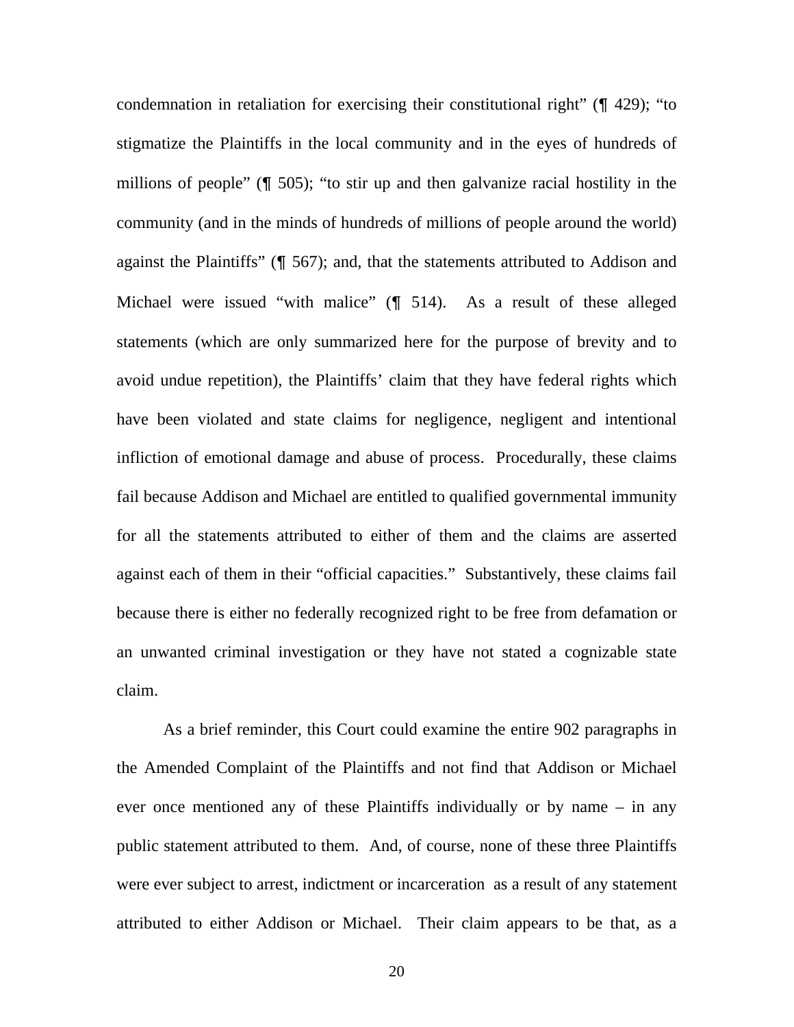condemnation in retaliation for exercising their constitutional right" (¶ 429); "to stigmatize the Plaintiffs in the local community and in the eyes of hundreds of millions of people" (¶ 505); "to stir up and then galvanize racial hostility in the community (and in the minds of hundreds of millions of people around the world) against the Plaintiffs" (¶ 567); and, that the statements attributed to Addison and Michael were issued "with malice" (¶ 514). As a result of these alleged statements (which are only summarized here for the purpose of brevity and to avoid undue repetition), the Plaintiffs' claim that they have federal rights which have been violated and state claims for negligence, negligent and intentional infliction of emotional damage and abuse of process. Procedurally, these claims fail because Addison and Michael are entitled to qualified governmental immunity for all the statements attributed to either of them and the claims are asserted against each of them in their "official capacities." Substantively, these claims fail because there is either no federally recognized right to be free from defamation or an unwanted criminal investigation or they have not stated a cognizable state claim.

As a brief reminder, this Court could examine the entire 902 paragraphs in the Amended Complaint of the Plaintiffs and not find that Addison or Michael ever once mentioned any of these Plaintiffs individually or by name – in any public statement attributed to them. And, of course, none of these three Plaintiffs were ever subject to arrest, indictment or incarceration as a result of any statement attributed to either Addison or Michael. Their claim appears to be that, as a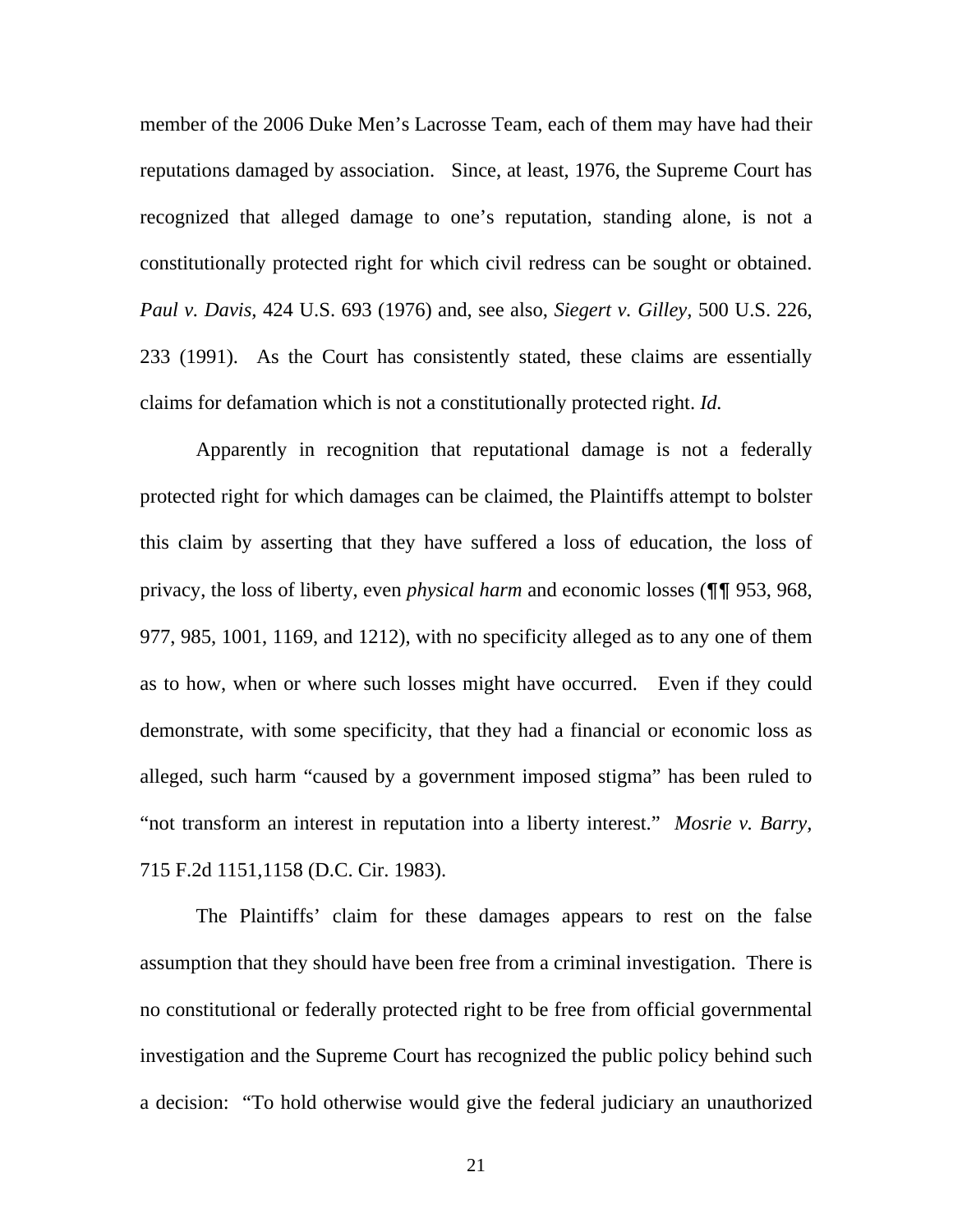member of the 2006 Duke Men's Lacrosse Team, each of them may have had their reputations damaged by association. Since, at least, 1976, the Supreme Court has recognized that alleged damage to one's reputation, standing alone, is not a constitutionally protected right for which civil redress can be sought or obtained. *Paul v. Davis,* 424 U.S. 693 (1976) and, see also, *Siegert v. Gilley,* 500 U.S. 226, 233 (1991). As the Court has consistently stated, these claims are essentially claims for defamation which is not a constitutionally protected right. *Id.*

Apparently in recognition that reputational damage is not a federally protected right for which damages can be claimed, the Plaintiffs attempt to bolster this claim by asserting that they have suffered a loss of education, the loss of privacy, the loss of liberty, even *physical harm* and economic losses (¶¶ 953, 968, 977, 985, 1001, 1169, and 1212), with no specificity alleged as to any one of them as to how, when or where such losses might have occurred. Even if they could demonstrate, with some specificity, that they had a financial or economic loss as alleged, such harm "caused by a government imposed stigma" has been ruled to "not transform an interest in reputation into a liberty interest." *Mosrie v. Barry,* 715 F.2d 1151,1158 (D.C. Cir. 1983).

The Plaintiffs' claim for these damages appears to rest on the false assumption that they should have been free from a criminal investigation. There is no constitutional or federally protected right to be free from official governmental investigation and the Supreme Court has recognized the public policy behind such a decision: "To hold otherwise would give the federal judiciary an unauthorized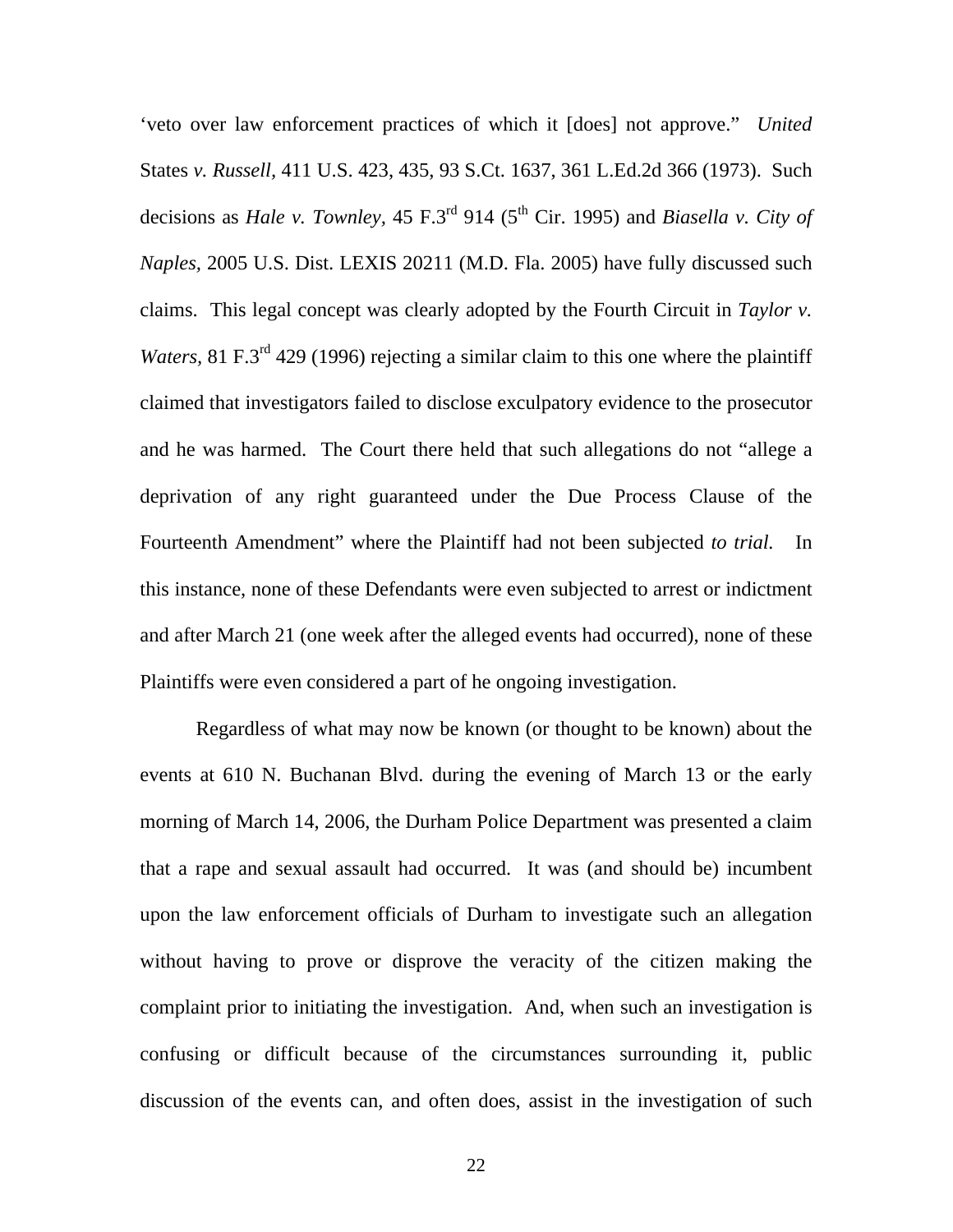‘veto over law enforcement practices of which it [does] not approve.” *United* States *v. Russell,* 411 U.S. 423, 435, 93 S.Ct. 1637, 361 L.Ed.2d 366 (1973). Such decisions as *Hale v. Townley,* 45 F.3rd 914 (5th Cir. 1995) and *Biasella v. City of Naples*, 2005 U.S. Dist. LEXIS 20211 (M.D. Fla. 2005) have fully discussed such claims. This legal concept was clearly adopted by the Fourth Circuit in *Taylor v. Waters*, 81 F.3rd 429 (1996) rejecting a similar claim to this one where the plaintiff claimed that investigators failed to disclose exculpatory evidence to the prosecutor and he was harmed. The Court there held that such allegations do not “allege a deprivation of any right guaranteed under the Due Process Clause of the Fourteenth Amendment” where the Plaintiff had not been subjected *to trial.* In this instance, none of these Defendants were even subjected to arrest or indictment and after March 21 (one week after the alleged events had occurred), none of these Plaintiffs were even considered a part of he ongoing investigation.

Regardless of what may now be known (or thought to be known) about the events at 610 N. Buchanan Blvd. during the evening of March 13 or the early morning of March 14, 2006, the Durham Police Department was presented a claim that a rape and sexual assault had occurred. It was (and should be) incumbent upon the law enforcement officials of Durham to investigate such an allegation without having to prove or disprove the veracity of the citizen making the complaint prior to initiating the investigation. And, when such an investigation is confusing or difficult because of the circumstances surrounding it, public discussion of the events can, and often does, assist in the investigation of such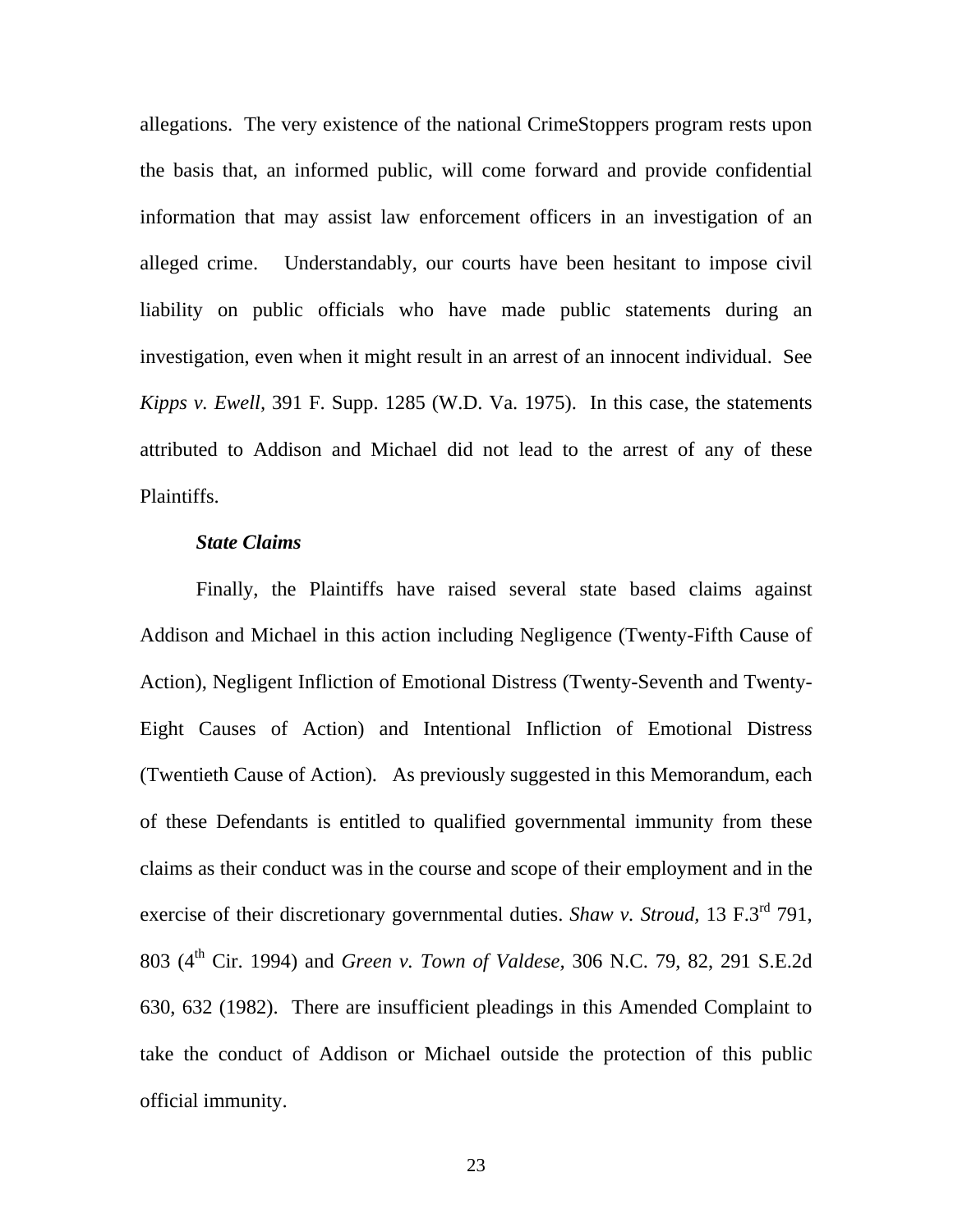allegations. The very existence of the national CrimeStoppers program rests upon the basis that, an informed public, will come forward and provide confidential information that may assist law enforcement officers in an investigation of an alleged crime. Understandably, our courts have been hesitant to impose civil liability on public officials who have made public statements during an investigation, even when it might result in an arrest of an innocent individual. See *Kipps v. Ewell*, 391 F. Supp. 1285 (W.D. Va. 1975). In this case, the statements attributed to Addison and Michael did not lead to the arrest of any of these Plaintiffs.

***State Claims***

Finally, the Plaintiffs have raised several state based claims against Addison and Michael in this action including Negligence (Twenty-Fifth Cause of Action), Negligent Infliction of Emotional Distress (Twenty-Seventh and Twenty-Eight Causes of Action) and Intentional Infliction of Emotional Distress (Twentieth Cause of Action). As previously suggested in this Memorandum, each of these Defendants is entitled to qualified governmental immunity from these claims as their conduct was in the course and scope of their employment and in the exercise of their discretionary governmental duties. *Shaw v. Stroud*, 13 F.3rd 791, 803 (4th Cir. 1994) and *Green v. Town of Valdese*, 306 N.C. 79, 82, 291 S.E.2d 630, 632 (1982). There are insufficient pleadings in this Amended Complaint to take the conduct of Addison or Michael outside the protection of this public official immunity.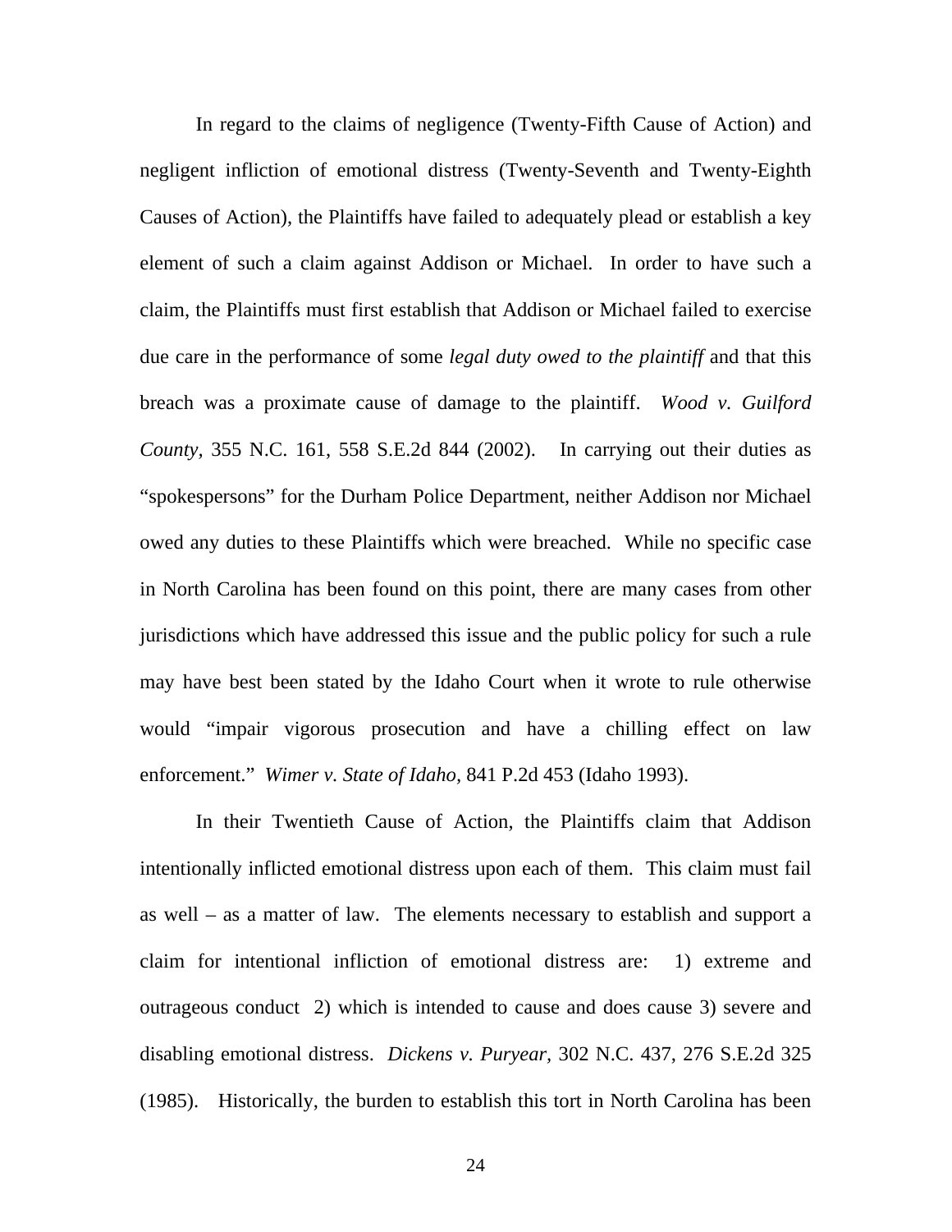In regard to the claims of negligence (Twenty-Fifth Cause of Action) and negligent infliction of emotional distress (Twenty-Seventh and Twenty-Eighth Causes of Action), the Plaintiffs have failed to adequately plead or establish a key element of such a claim against Addison or Michael. In order to have such a claim, the Plaintiffs must first establish that Addison or Michael failed to exercise due care in the performance of some *legal duty owed to the plaintiff* and that this breach was a proximate cause of damage to the plaintiff. *Wood v. Guilford County*, 355 N.C. 161, 558 S.E.2d 844 (2002). In carrying out their duties as "spokespersons" for the Durham Police Department, neither Addison nor Michael owed any duties to these Plaintiffs which were breached. While no specific case in North Carolina has been found on this point, there are many cases from other jurisdictions which have addressed this issue and the public policy for such a rule may have best been stated by the Idaho Court when it wrote to rule otherwise would "impair vigorous prosecution and have a chilling effect on law enforcement." *Wimer v. State of Idaho,* 841 P.2d 453 (Idaho 1993).

In their Twentieth Cause of Action, the Plaintiffs claim that Addison intentionally inflicted emotional distress upon each of them. This claim must fail as well – as a matter of law. The elements necessary to establish and support a claim for intentional infliction of emotional distress are: 1) extreme and outrageous conduct 2) which is intended to cause and does cause 3) severe and disabling emotional distress. *Dickens v. Puryear,* 302 N.C. 437, 276 S.E.2d 325 (1985). Historically, the burden to establish this tort in North Carolina has been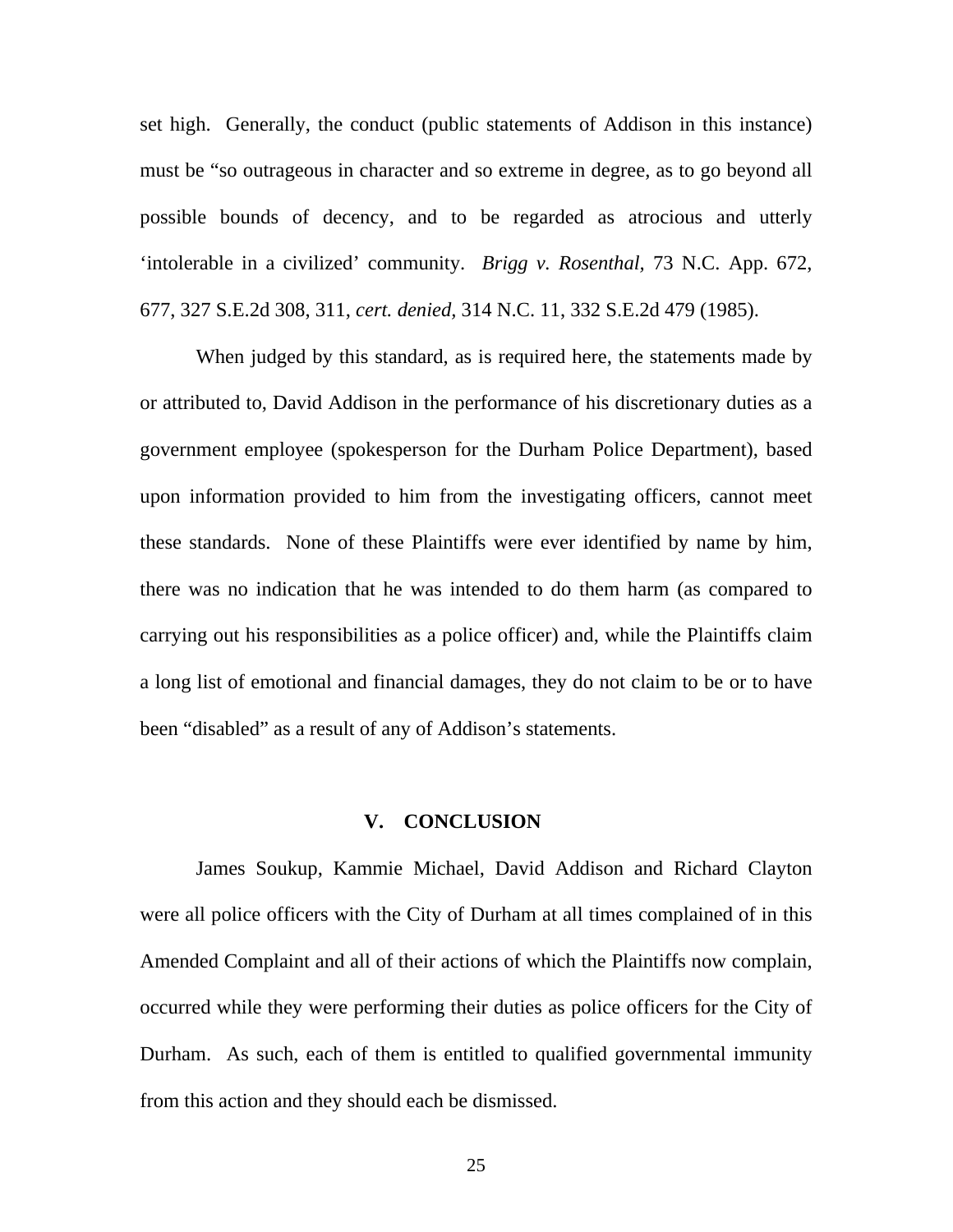set high. Generally, the conduct (public statements of Addison in this instance) must be "so outrageous in character and so extreme in degree, as to go beyond all possible bounds of decency, and to be regarded as atrocious and utterly 'intolerable in a civilized' community. *Brigg v. Rosenthal,* 73 N.C. App. 672, 677, 327 S.E.2d 308, 311, *cert. denied,* 314 N.C. 11, 332 S.E.2d 479 (1985).

When judged by this standard, as is required here, the statements made by or attributed to, David Addison in the performance of his discretionary duties as a government employee (spokesperson for the Durham Police Department), based upon information provided to him from the investigating officers, cannot meet these standards. None of these Plaintiffs were ever identified by name by him, there was no indication that he was intended to do them harm (as compared to carrying out his responsibilities as a police officer) and, while the Plaintiffs claim a long list of emotional and financial damages, they do not claim to be or to have been "disabled" as a result of any of Addison's statements.

## V. CONCLUSION

James Soukup, Kammie Michael, David Addison and Richard Clayton were all police officers with the City of Durham at all times complained of in this Amended Complaint and all of their actions of which the Plaintiffs now complain, occurred while they were performing their duties as police officers for the City of Durham. As such, each of them is entitled to qualified governmental immunity from this action and they should each be dismissed.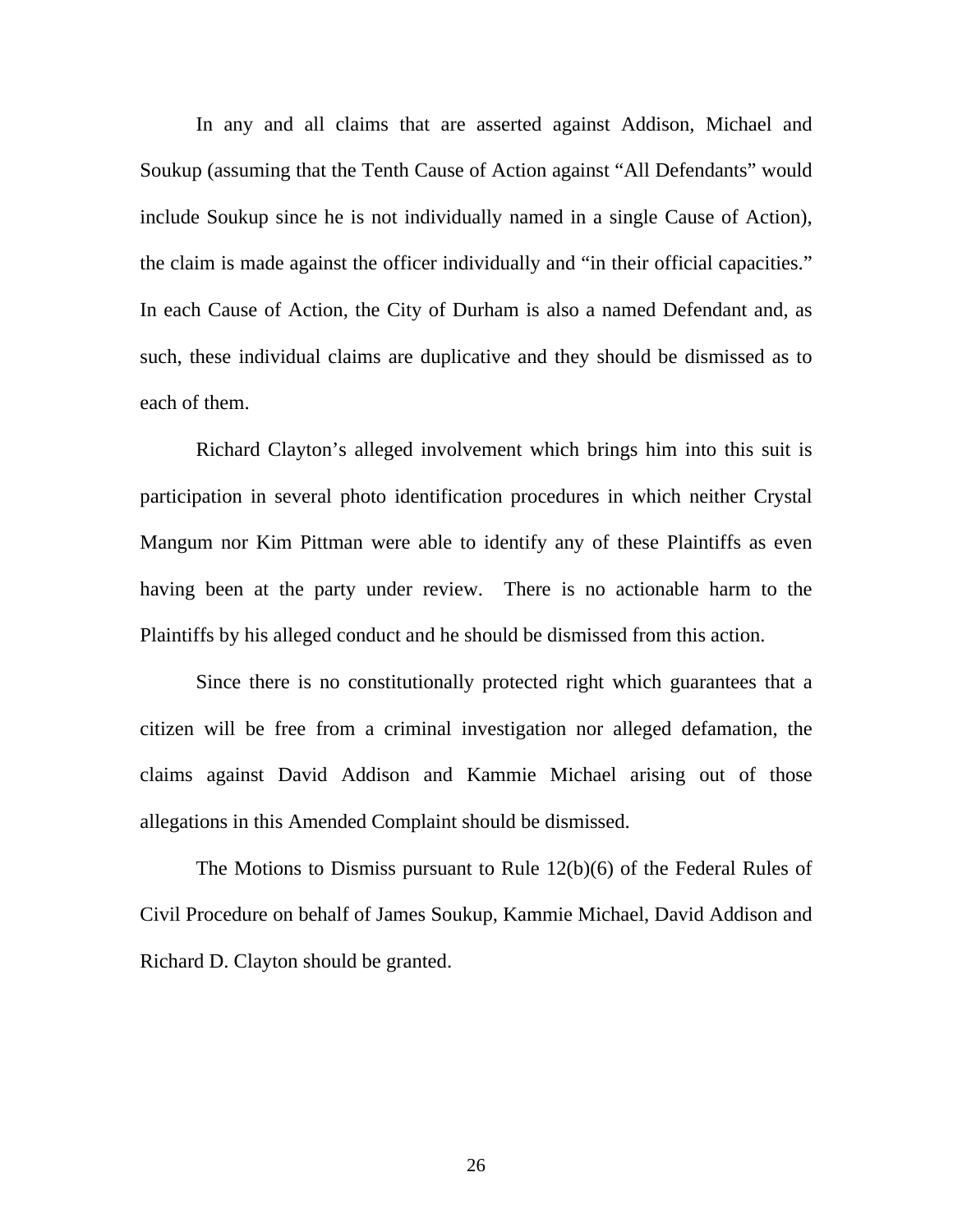In any and all claims that are asserted against Addison, Michael and Soukup (assuming that the Tenth Cause of Action against "All Defendants" would include Soukup since he is not individually named in a single Cause of Action), the claim is made against the officer individually and "in their official capacities." In each Cause of Action, the City of Durham is also a named Defendant and, as such, these individual claims are duplicative and they should be dismissed as to each of them.

Richard Clayton's alleged involvement which brings him into this suit is participation in several photo identification procedures in which neither Crystal Mangum nor Kim Pittman were able to identify any of these Plaintiffs as even having been at the party under review. There is no actionable harm to the Plaintiffs by his alleged conduct and he should be dismissed from this action.

Since there is no constitutionally protected right which guarantees that a citizen will be free from a criminal investigation nor alleged defamation, the claims against David Addison and Kammie Michael arising out of those allegations in this Amended Complaint should be dismissed.

The Motions to Dismiss pursuant to Rule 12(b)(6) of the Federal Rules of Civil Procedure on behalf of James Soukup, Kammie Michael, David Addison and Richard D. Clayton should be granted.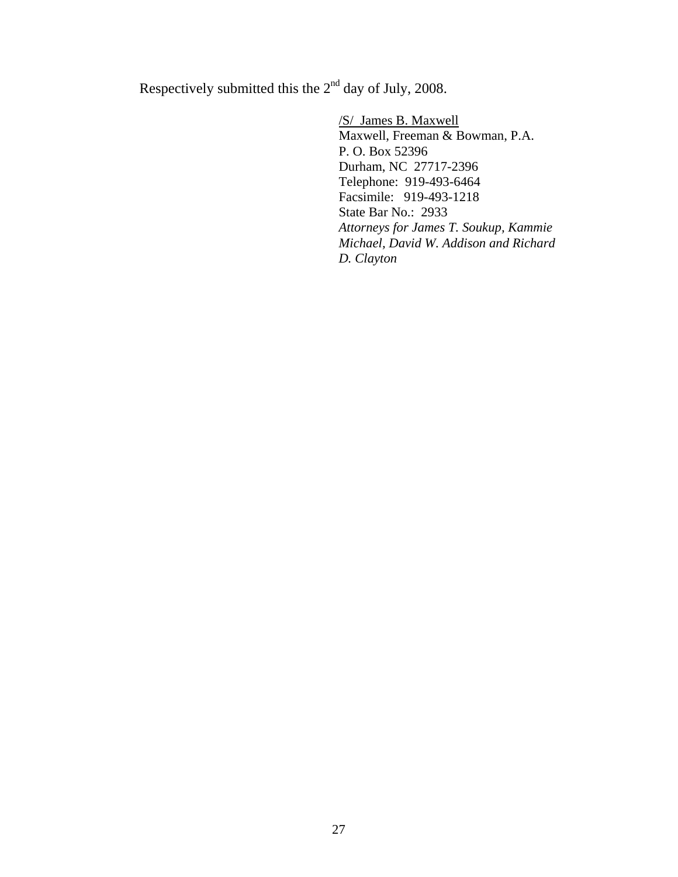Respectively submitted this the 2nd day of July, 2008.

/S/ James B. Maxwell
Maxwell, Freeman & Bowman, P.A.
P. O. Box 52396
Durham, NC 27717-2396
Telephone: 919-493-6464
Facsimile: 919-493-1218
State Bar No.: 2933
*Attorneys for James T. Soukup, Kammie Michael, David W. Addison and Richard D. Clayton*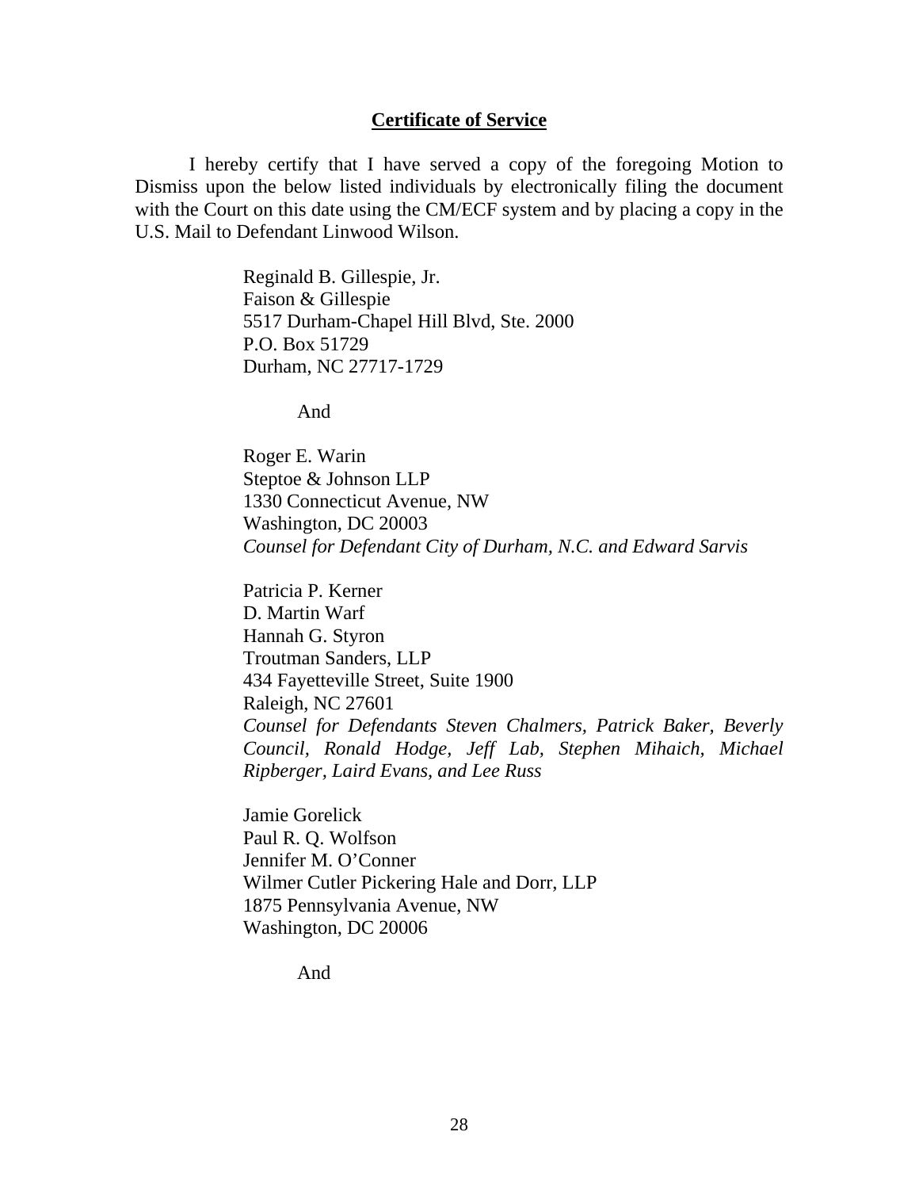**Certificate of Service**

I hereby certify that I have served a copy of the foregoing Motion to Dismiss upon the below listed individuals by electronically filing the document with the Court on this date using the CM/ECF system and by placing a copy in the U.S. Mail to Defendant Linwood Wilson.

Reginald B. Gillespie, Jr.
Faison & Gillespie
5517 Durham-Chapel Hill Blvd, Ste. 2000
P.O. Box 51729
Durham, NC 27717-1729

And

Roger E. Warin
Steptoe & Johnson LLP
1330 Connecticut Avenue, NW
Washington, DC 20003
*Counsel for Defendant City of Durham, N.C. and Edward Sarvis*

Patricia P. Kerner
D. Martin Warf
Hannah G. Styron
Troutman Sanders, LLP
434 Fayetteville Street, Suite 1900
Raleigh, NC 27601
*Counsel for Defendants Steven Chalmers, Patrick Baker, Beverly Council, Ronald Hodge, Jeff Lab, Stephen Mihaich, Michael Ripberger, Laird Evans, and Lee Russ*

Jamie Gorelick
Paul R. Q. Wolfson
Jennifer M. O'Conner
Wilmer Cutler Pickering Hale and Dorr, LLP
1875 Pennsylvania Avenue, NW
Washington, DC 20006

And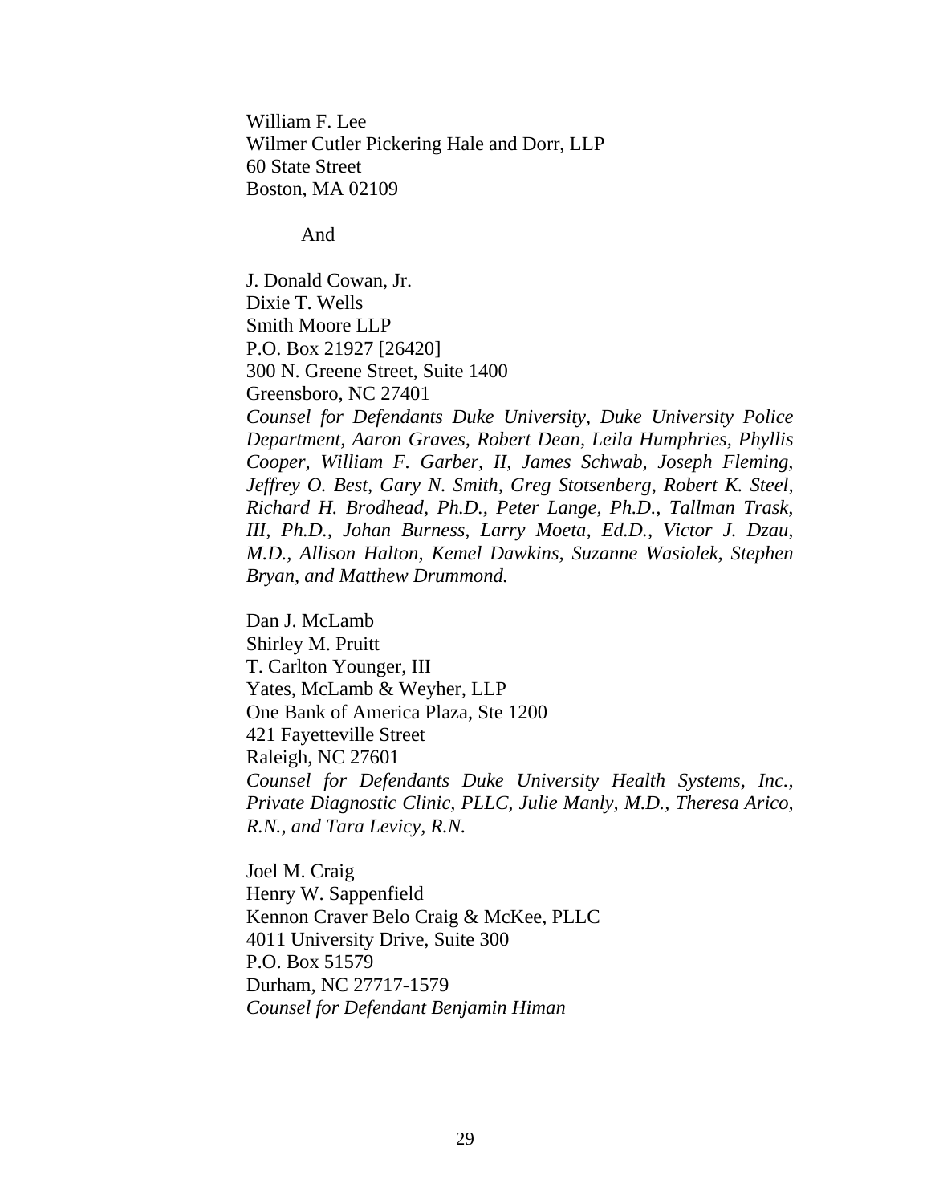William F. Lee
Wilmer Cutler Pickering Hale and Dorr, LLP
60 State Street
Boston, MA 02109

And

J. Donald Cowan, Jr.
Dixie T. Wells
Smith Moore LLP
P.O. Box 21927 [26420]
300 N. Greene Street, Suite 1400
Greensboro, NC 27401
*Counsel for Defendants Duke University, Duke University Police Department, Aaron Graves, Robert Dean, Leila Humphries, Phyllis Cooper, William F. Garber, II, James Schwab, Joseph Fleming, Jeffrey O. Best, Gary N. Smith, Greg Stotsenberg, Robert K. Steel, Richard H. Brodhead, Ph.D., Peter Lange, Ph.D., Tallman Trask, III, Ph.D., Johan Burness, Larry Moeta, Ed.D., Victor J. Dzau, M.D., Allison Halton, Kemel Dawkins, Suzanne Wasiolek, Stephen Bryan, and Matthew Drummond.*

Dan J. McLamb
Shirley M. Pruitt
T. Carlton Younger, III
Yates, McLamb & Weyher, LLP
One Bank of America Plaza, Ste 1200
421 Fayetteville Street
Raleigh, NC 27601
*Counsel for Defendants Duke University Health Systems, Inc., Private Diagnostic Clinic, PLLC, Julie Manly, M.D., Theresa Arico, R.N., and Tara Levicy, R.N.*

Joel M. Craig
Henry W. Sappenfield
Kennon Craver Belo Craig & McKee, PLLC
4011 University Drive, Suite 300
P.O. Box 51579
Durham, NC 27717-1579
*Counsel for Defendant Benjamin Himan*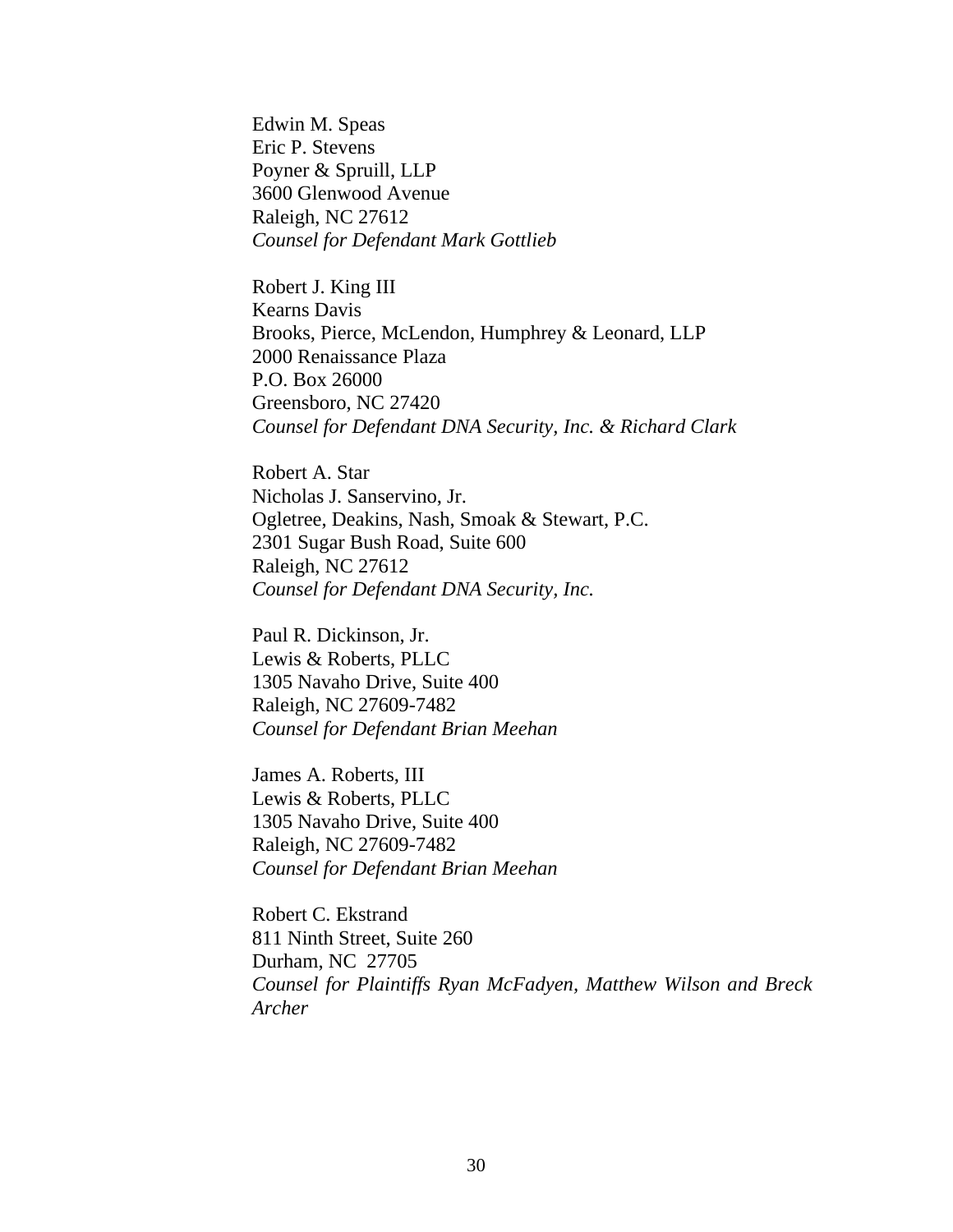Edwin M. Speas
Eric P. Stevens
Poyner & Spruill, LLP
3600 Glenwood Avenue
Raleigh, NC 27612
*Counsel for Defendant Mark Gottlieb*

Robert J. King III
Kearns Davis
Brooks, Pierce, McLendon, Humphrey & Leonard, LLP
2000 Renaissance Plaza
P.O. Box 26000
Greensboro, NC 27420
*Counsel for Defendant DNA Security, Inc. & Richard Clark*

Robert A. Star
Nicholas J. Sanservino, Jr.
Ogletree, Deakins, Nash, Smoak & Stewart, P.C.
2301 Sugar Bush Road, Suite 600
Raleigh, NC 27612
*Counsel for Defendant DNA Security, Inc.*

Paul R. Dickinson, Jr.
Lewis & Roberts, PLLC
1305 Navaho Drive, Suite 400
Raleigh, NC 27609-7482
*Counsel for Defendant Brian Meehan*

James A. Roberts, III
Lewis & Roberts, PLLC
1305 Navaho Drive, Suite 400
Raleigh, NC 27609-7482
*Counsel for Defendant Brian Meehan*

Robert C. Ekstrand
811 Ninth Street, Suite 260
Durham, NC 27705
*Counsel for Plaintiffs Ryan McFadyen, Matthew Wilson and Breck Archer*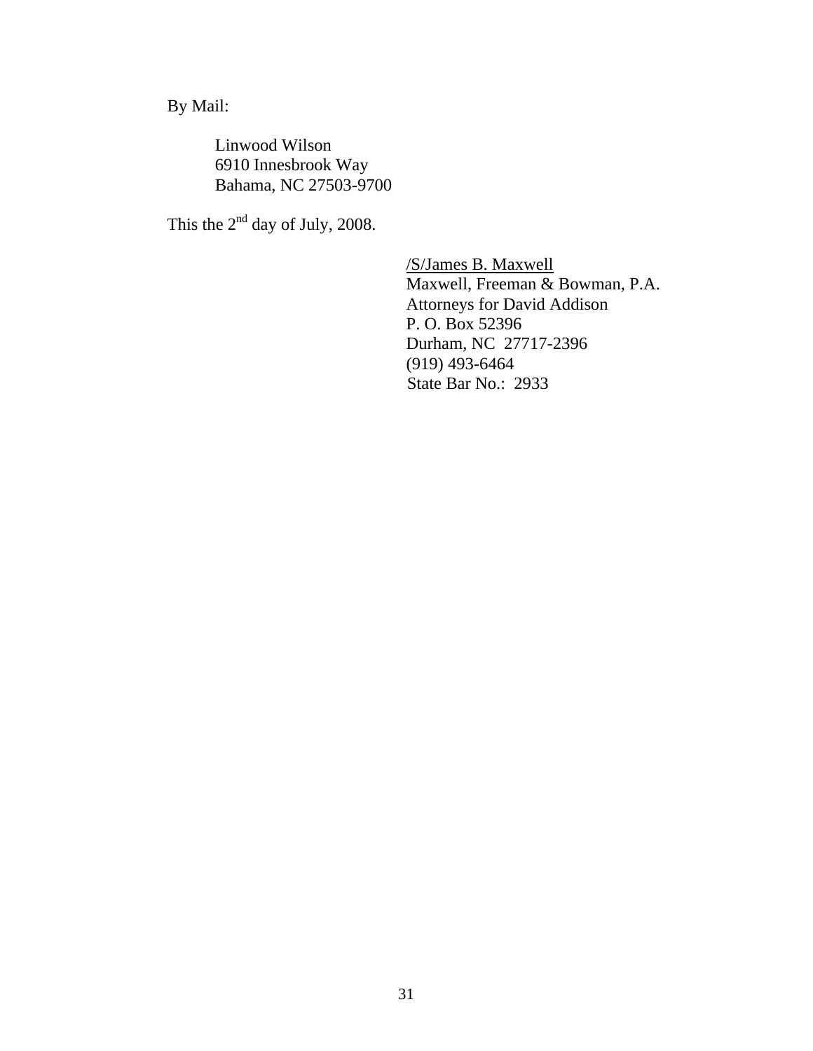By Mail:

Linwood Wilson
6910 Innesbrook Way
Bahama, NC 27503-9700

This the 2nd day of July, 2008.

/S/James B. Maxwell
Maxwell, Freeman & Bowman, P.A.
Attorneys for David Addison
P. O. Box 52396
Durham, NC 27717-2396
(919) 493-6464
State Bar No.: 2933